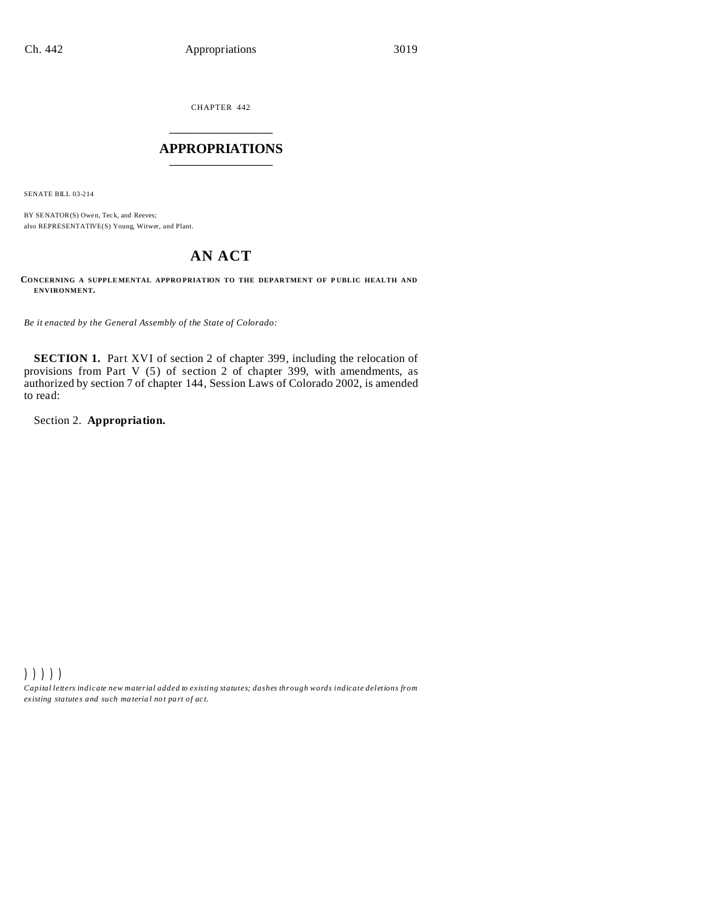CHAPTER 442

# APPROPRIATIONS

SENATE BILL 03-214

BY SENATOR(S) Owen, Teck, and Reeves;
also REPRESENTATIVE(S) Young, Witwer, and Plant.

## AN ACT

**CONCERNING A SUPPLEMENTAL APPROPRIATION TO THE DEPARTMENT OF PUBLIC HEALTH AND ENVIRONMENT.**

*Be it enacted by the General Assembly of the State of Colorado:*

**SECTION 1.** Part XVI of section 2 of chapter 399, including the relocation of provisions from Part V (5) of section 2 of chapter 399, with amendments, as authorized by section 7 of chapter 144, Session Laws of Colorado 2002, is amended to read:

Section 2. **Appropriation.**

) ) ) ) )

*Capital letters indicate new material added to existing statutes; dashes through words indicate deletions from existing statutes and such material not part of act.*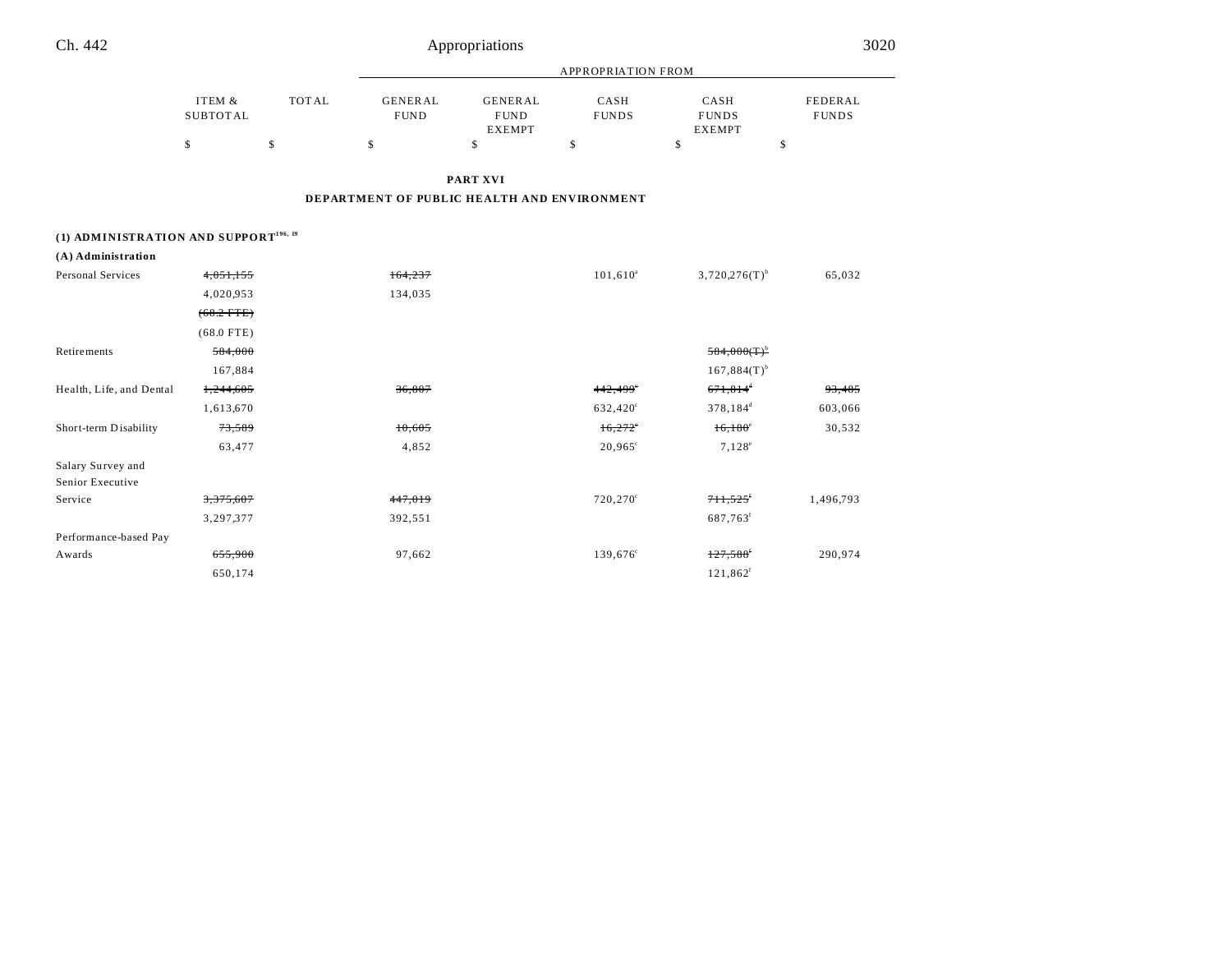| | ITEM & SUBTOTAL | TOTAL | APPROPRIATION FROM GENERAL FUND | GENERAL FUND EXEMPT | CASH FUNDS | CASH FUNDS EXEMPT | FEDERAL FUNDS |
|---|---|---|---|---|---|---|---|
| | $ | $ | $ | $ | $ | $ | $ |

**PART XVI**

**DEPARTMENT OF PUBLIC HEALTH AND ENVIRONMENT**

**(1) ADMINISTRATION AND SUPPORT[196, 19]**

**(A) Administration**

| | ITEM & SUBTOTAL | TOTAL | GENERAL FUND | GENERAL FUND EXEMPT | CASH FUNDS | CASH FUNDS EXEMPT | FEDERAL FUNDS |
|---|---|---|---|---|---|---|---|
| Personal Services | ~~4,051,155~~ | | ~~164,237~~ | | 101,610[a] | 3,720,276(T)[b] | 65,032 |
| | 4,020,953 | | 134,035 | | | | |
| | ~~(68.2 FTE)~~ | | | | | | |
| | (68.0 FTE) | | | | | | |
| Retirements | ~~584,000~~ | | | | | ~~584,000(T)[b]~~ | |
| | 167,884 | | | | | 167,884(T)[b] | |
| Health, Life, and Dental | ~~1,244,605~~ | | ~~36,807~~ | | ~~442,499[c]~~ | ~~671,814[d]~~ | ~~93,485~~ |
| | 1,613,670 | | | | 632,420[c] | 378,184[d] | 603,066 |
| Short-term Disability | ~~73,589~~ | | ~~10,605~~ | | ~~16,272[c]~~ | ~~16,180[e]~~ | 30,532 |
| | 63,477 | | 4,852 | | 20,965[c] | 7,128[e] | |
| Salary Survey and Senior Executive Service | ~~3,375,607~~ | | ~~447,019~~ | | 720,270[c] | ~~711,525[f]~~ | 1,496,793 |
| | 3,297,377 | | 392,551 | | | 687,763[f] | |
| Performance-based Pay Awards | ~~655,900~~ | | 97,662 | | 139,676[c] | ~~127,588[f]~~ | 290,974 |
| | 650,174 | | | | | 121,862[f] | |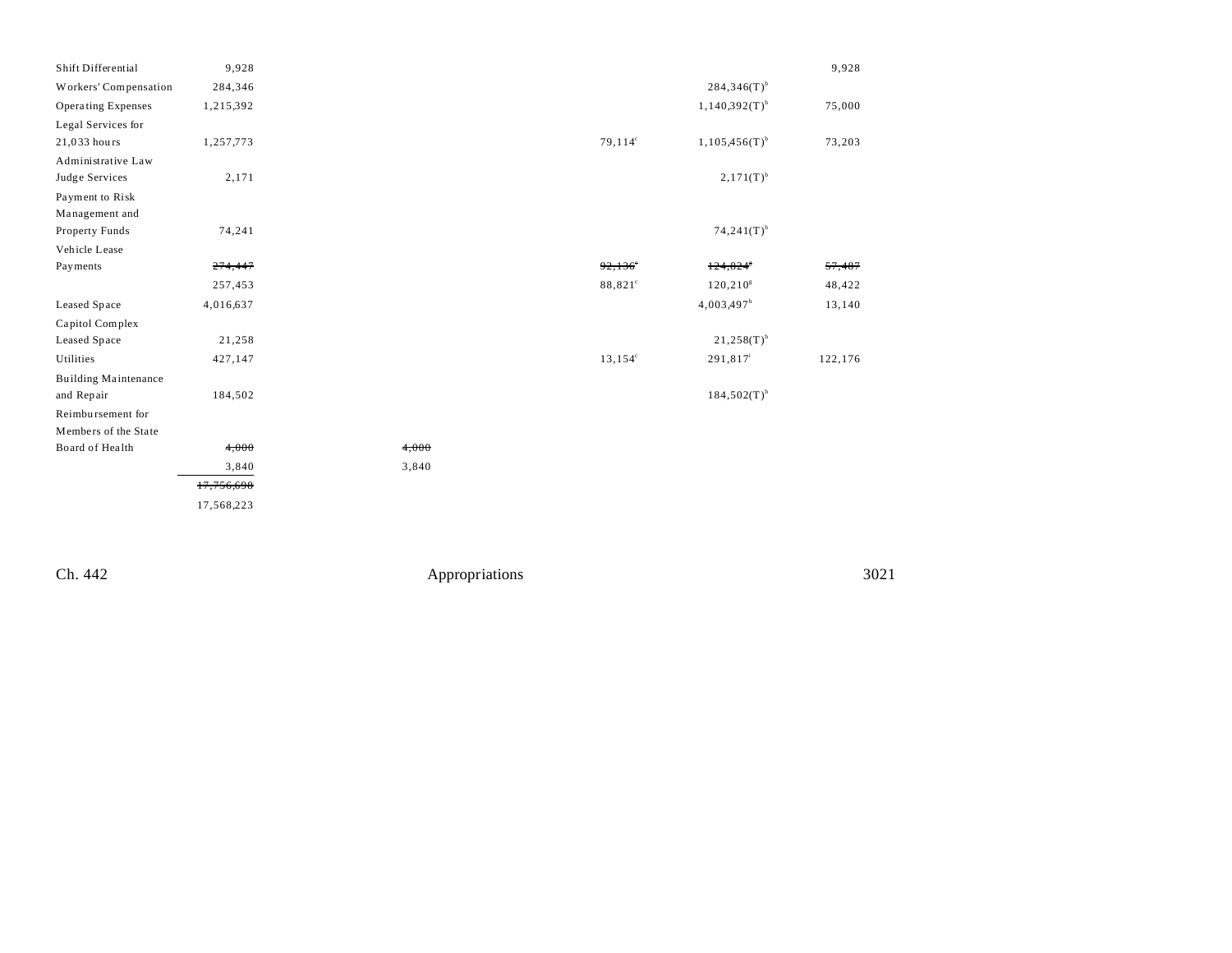| | | | | | | |
|---|---|---|---|---|---|---|
| Shift Differential | 9,928 | | | | | 9,928 |
| Workers' Compensation | 284,346 | | | | 284,346(T)[b] | |
| Operating Expenses | 1,215,392 | | | | 1,140,392(T)[b] | 75,000 |
| Legal Services for 21,033 hours | 1,257,773 | | | 79,114[c] | 1,105,456(T)[b] | 73,203 |
| Administrative Law Judge Services | 2,171 | | | | 2,171(T)[b] | |
| Payment to Risk Management and Property Funds | 74,241 | | | | 74,241(T)[b] | |
| Vehicle Lease Payments | ~~274,447~~ | | | ~~92,136~~[c] | ~~124,824~~[g] | ~~57,487~~ |
| | 257,453 | | | 88,821[c] | 120,210[g] | 48,422 |
| Leased Space | 4,016,637 | | | | 4,003,497[h] | 13,140 |
| Capitol Complex Leased Space | 21,258 | | | | 21,258(T)[b] | |
| Utilities | 427,147 | | | 13,154[c] | 291,817[i] | 122,176 |
| Building Maintenance and Repair | 184,502 | | | | 184,502(T)[b] | |
| Reimbursement for Members of the State Board of Health | ~~4,000~~ | | ~~4,000~~ | | | |
| | 3,840 | | 3,840 | | | |
| | ~~17,756,698~~ | | | | | |
| | 17,568,223 | | | | | |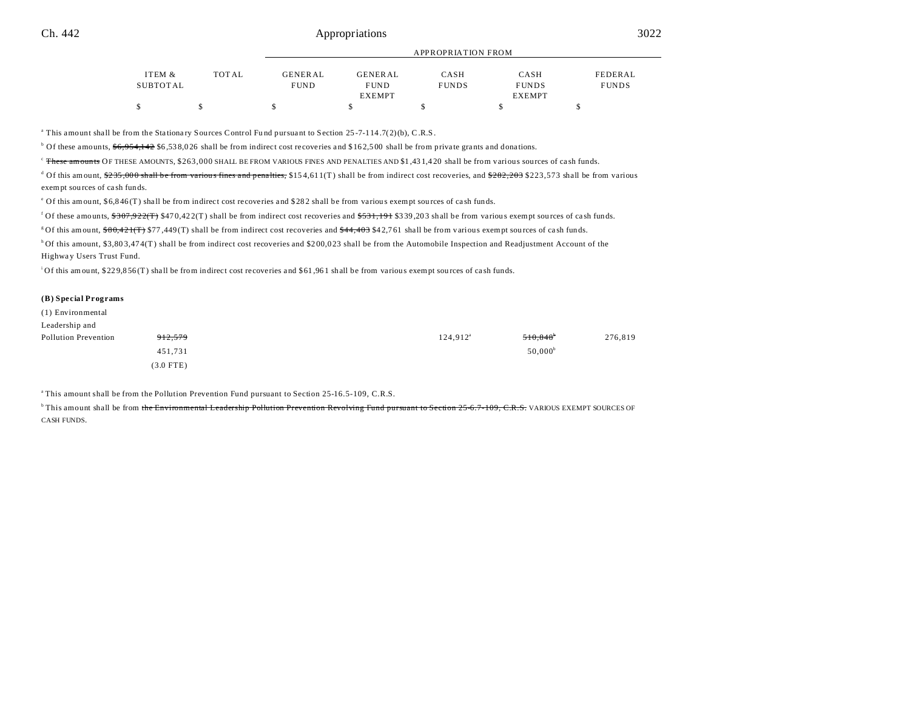| | ITEM & SUBTOTAL | TOTAL | APPROPRIATION FROM | | | | |
|---|---|---|---|---|---|---|---|
| | | | GENERAL FUND | GENERAL FUND EXEMPT | CASH FUNDS | CASH FUNDS EXEMPT | FEDERAL FUNDS |
| | $ | $ | $ | $ | $ | $ | $ |

[a] This amount shall be from the Stationary Sources Control Fund pursuant to Section 25-7-114.7(2)(b), C.R.S.

[b] Of these amounts, ~~$6,954,142~~ $6,538,026 shall be from indirect cost recoveries and $162,500 shall be from private grants and donations.

[c] ~~These amounts~~ OF THESE AMOUNTS, $263,000 SHALL BE FROM VARIOUS FINES AND PENALTIES AND $1,431,420 shall be from various sources of cash funds.

[d] Of this amount, ~~$235,000 shall be from various fines and penalties,~~ $154,611(T) shall be from indirect cost recoveries, and ~~$282,203~~ $223,573 shall be from various exempt sources of cash funds.

[e] Of this amount, $6,846(T) shall be from indirect cost recoveries and $282 shall be from various exempt sources of cash funds.

[f] Of these amounts, ~~$307,922(T)~~ $470,422(T) shall be from indirect cost recoveries and ~~$531,191~~ $339,203 shall be from various exempt sources of cash funds.

[g] Of this amount, ~~$80,421(T)~~ $77,449(T) shall be from indirect cost recoveries and ~~$44,403~~ $42,761 shall be from various exempt sources of cash funds.

[h] Of this amount, $3,803,474(T) shall be from indirect cost recoveries and $200,023 shall be from the Automobile Inspection and Readjustment Account of the Highway Users Trust Fund.

[i] Of this amount, $229,856(T) shall be from indirect cost recoveries and $61,961 shall be from various exempt sources of cash funds.

**(B) Special Programs**

| | ITEM & SUBTOTAL | TOTAL | GENERAL FUND | GENERAL FUND EXEMPT | CASH FUNDS | CASH FUNDS EXEMPT | FEDERAL FUNDS |
|---|---|---|---|---|---|---|---|
| (1) Environmental Leadership and Pollution Prevention | ~~912,579~~ | | | | 124,912[a] | ~~510,848~~[b] | 276,819 |
| | 451,731 | | | | | 50,000[b] | |
| | (3.0 FTE) | | | | | | |

[a] This amount shall be from the Pollution Prevention Fund pursuant to Section 25-16.5-109, C.R.S.

[b] This amount shall be from ~~the Environmental Leadership Pollution Prevention Revolving Fund pursuant to Section 25-6.7-109, C.R.S.~~ VARIOUS EXEMPT SOURCES OF CASH FUNDS.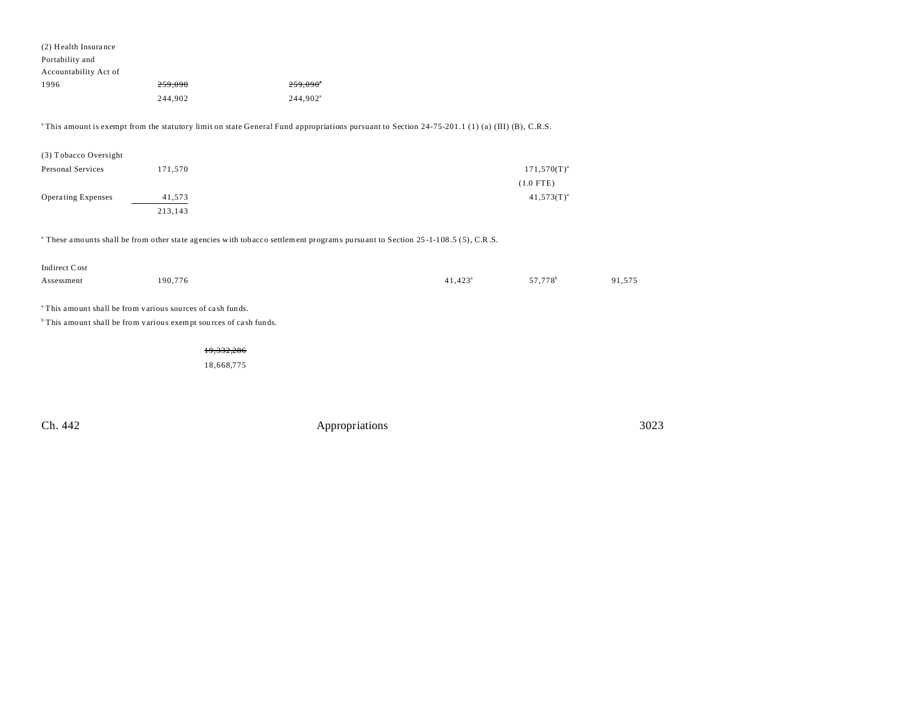| | | | | | | |
|---|---|---|---|---|---|---|
| (2) Health Insurance Portability and Accountability Act of 1996 | ~~259,090~~ | ~~259,090~~[a] | | | | |
| | 244,902 | 244,902[a] | | | | |

[a] This amount is exempt from the statutory limit on state General Fund appropriations pursuant to Section 24-75-201.1 (1) (a) (III) (B), C.R.S.

| | | | | | | |
|---|---|---|---|---|---|---|
| (3) Tobacco Oversight | | | | | | |
| Personal Services | 171,570 | | | | 171,570(T)[a] | |
| | | | | | (1.0 FTE) | |
| Operating Expenses | 41,573 | | | | 41,573(T)[a] | |
| | 213,143 | | | | | |

[a] These amounts shall be from other state agencies with tobacco settlement programs pursuant to Section 25-1-108.5 (5), C.R.S.

| | | | | | | |
|---|---|---|---|---|---|---|
| Indirect Cost Assessment | 190,776 | | | 41,423[a] | 57,778[b] | 91,575 |

[a] This amount shall be from various sources of cash funds.

[b] This amount shall be from various exempt sources of cash funds.

~~19,332,286~~

18,668,775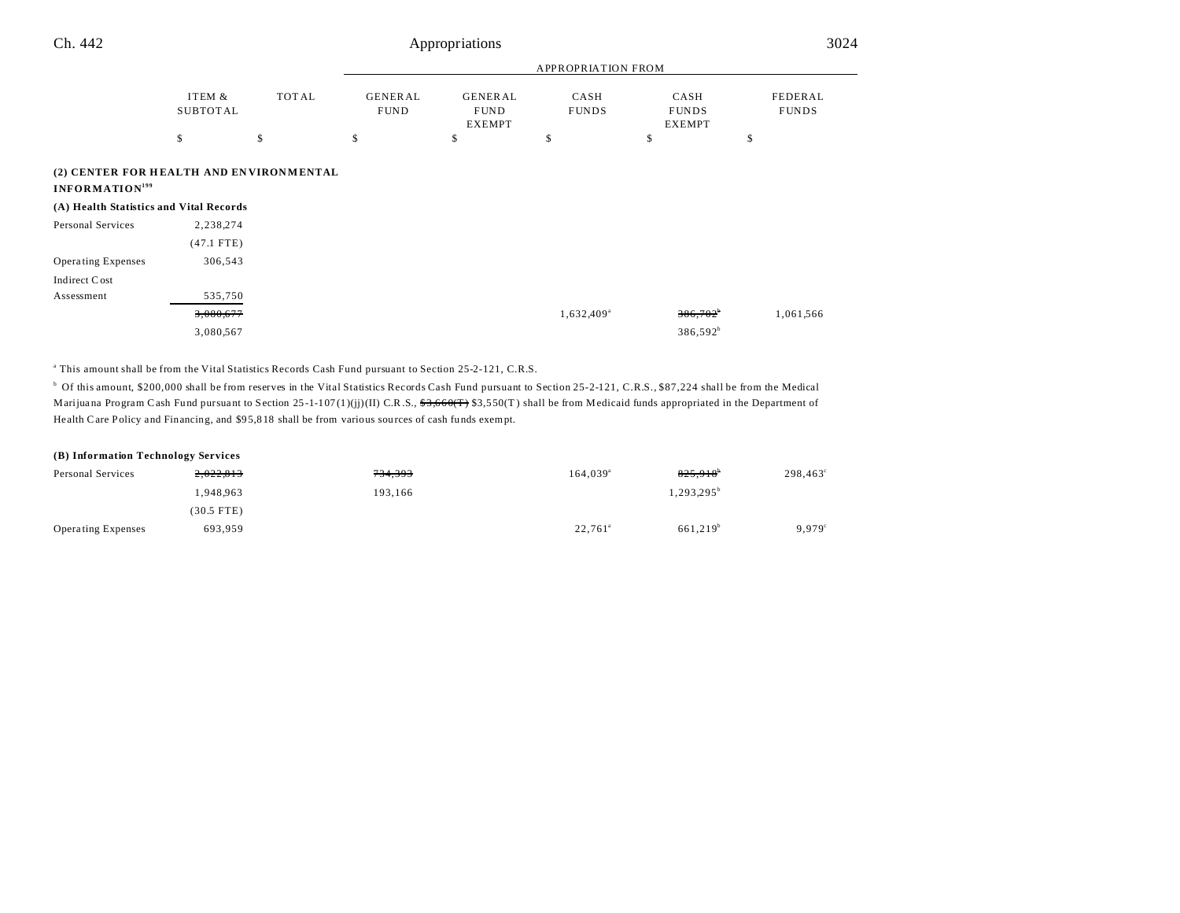| | ITEM & SUBTOTAL | TOTAL | GENERAL FUND | GENERAL FUND EXEMPT | CASH FUNDS | CASH FUNDS EXEMPT | FEDERAL FUNDS |
|---|---|---|---|---|---|---|---|
| | | | APPROPRIATION FROM | | | | |
| | $ | $ | $ | $ | $ | $ | $ |
| **(2) CENTER FOR HEALTH AND ENVIRONMENTAL INFORMATION**[199] | | | | | | | |
| **(A) Health Statistics and Vital Records** | | | | | | | |
| Personal Services | 2,238,274 | | | | | | |
| | (47.1 FTE) | | | | | | |
| Operating Expenses | 306,543 | | | | | | |
| Indirect Cost Assessment | 535,750 | | | | | | |
| | ~~3,080,677~~ | | | | 1,632,409[a] | ~~386,702~~[b] | 1,061,566 |
| | 3,080,567 | | | | | 386,592[b] | |

[a] This amount shall be from the Vital Statistics Records Cash Fund pursuant to Section 25-2-121, C.R.S.

[b] Of this amount, $200,000 shall be from reserves in the Vital Statistics Records Cash Fund pursuant to Section 25-2-121, C.R.S., $87,224 shall be from the Medical Marijuana Program Cash Fund pursuant to Section 25-1-107(1)(jj)(II) C.R.S., ~~$3,660(T)~~ $3,550(T) shall be from Medicaid funds appropriated in the Department of Health Care Policy and Financing, and $95,818 shall be from various sources of cash funds exempt.

| | ITEM & SUBTOTAL | TOTAL | GENERAL FUND | GENERAL FUND EXEMPT | CASH FUNDS | CASH FUNDS EXEMPT | FEDERAL FUNDS |
|---|---|---|---|---|---|---|---|
| **(B) Information Technology Services** | | | | | | | |
| Personal Services | ~~2,022,813~~ | | ~~734,393~~ | | 164,039[a] | ~~825,918~~[b] | 298,463[c] |
| | 1,948,963 | | 193,166 | | | 1,293,295[b] | |
| | (30.5 FTE) | | | | | | |
| Operating Expenses | 693,959 | | | | 22,761[a] | 661,219[b] | 9,979[c] |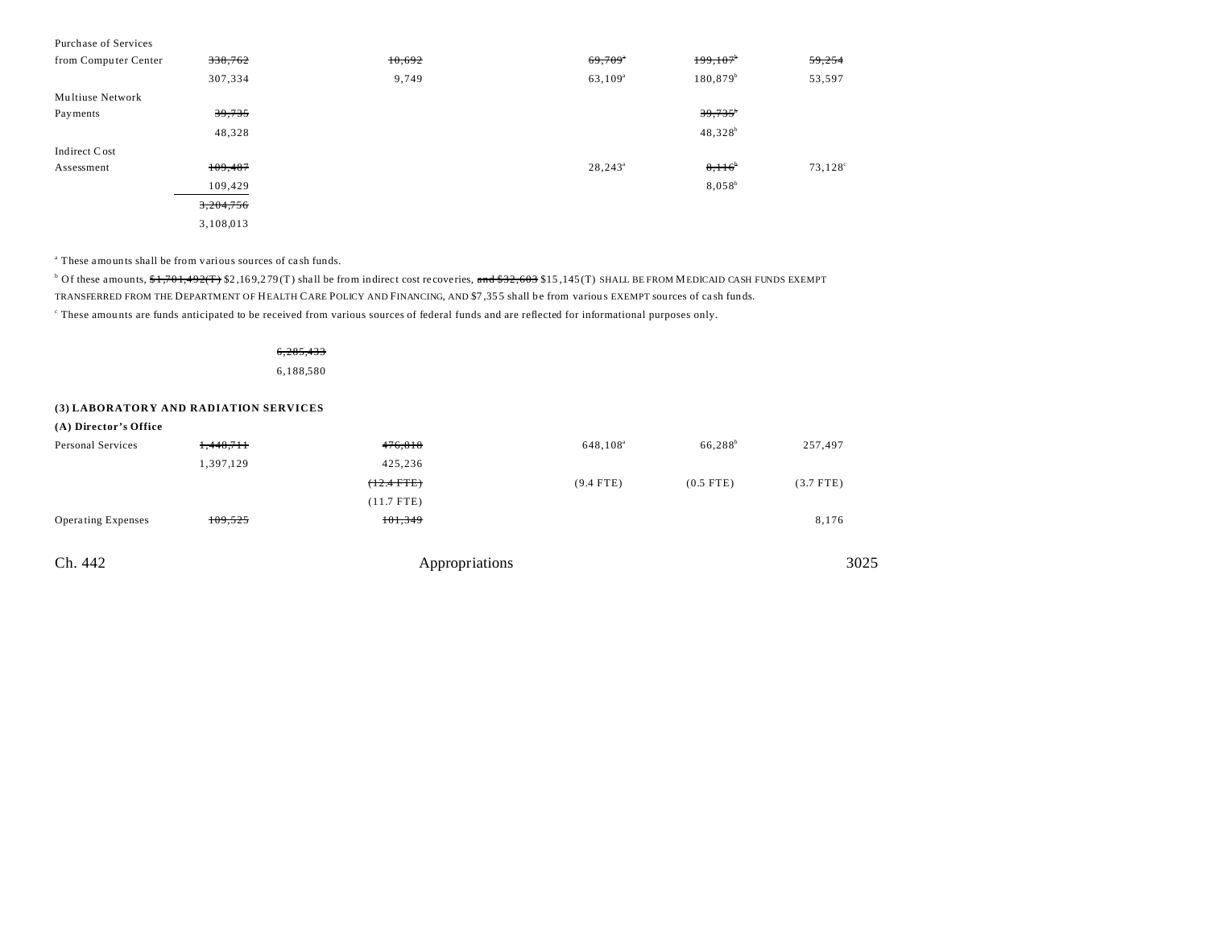| | | | | | |
|---|---|---|---|---|---|
| Purchase of Services from Computer Center | ~~338,762~~ | ~~10,692~~ | ~~69,709~~[a] | ~~199,107~~[b] | ~~59,254~~ |
| | 307,334 | 9,749 | 63,109[a] | 180,879[b] | 53,597 |
| Multiuse Network Payments | ~~39,735~~ | | | ~~39,735~~[b] | |
| | 48,328 | | | 48,328[b] | |
| Indirect Cost Assessment | ~~109,487~~ | | 28,243[a] | ~~8,116~~[b] | 73,128[c] |
| | 109,429 | | | 8,058[b] | |
| | ~~3,204,756~~ | | | | |
| | 3,108,013 | | | | |

[a] These amounts shall be from various sources of cash funds.

[b] Of these amounts, ~~$1,701,492(T)~~ $2,169,279(T) shall be from indirect cost recoveries, ~~and $32,603~~ $15,145(T) SHALL BE FROM MEDICAID CASH FUNDS EXEMPT TRANSFERRED FROM THE DEPARTMENT OF HEALTH CARE POLICY AND FINANCING, AND $7,355 shall be from various EXEMPT sources of cash funds.

[c] These amounts are funds anticipated to be received from various sources of federal funds and are reflected for informational purposes only.

~~6,285,433~~
6,188,580

**(3) LABORATORY AND RADIATION SERVICES**

**(A) Director's Office**

| | | | | | |
|---|---|---|---|---|---|
| Personal Services | ~~1,448,711~~ | ~~476,818~~ | 648,108[a] | 66,288[b] | 257,497 |
| | 1,397,129 | 425,236 | | | |
| | | ~~(12.4 FTE)~~ | (9.4 FTE) | (0.5 FTE) | (3.7 FTE) |
| | | (11.7 FTE) | | | |
| Operating Expenses | ~~109,525~~ | ~~101,349~~ | | | 8,176 |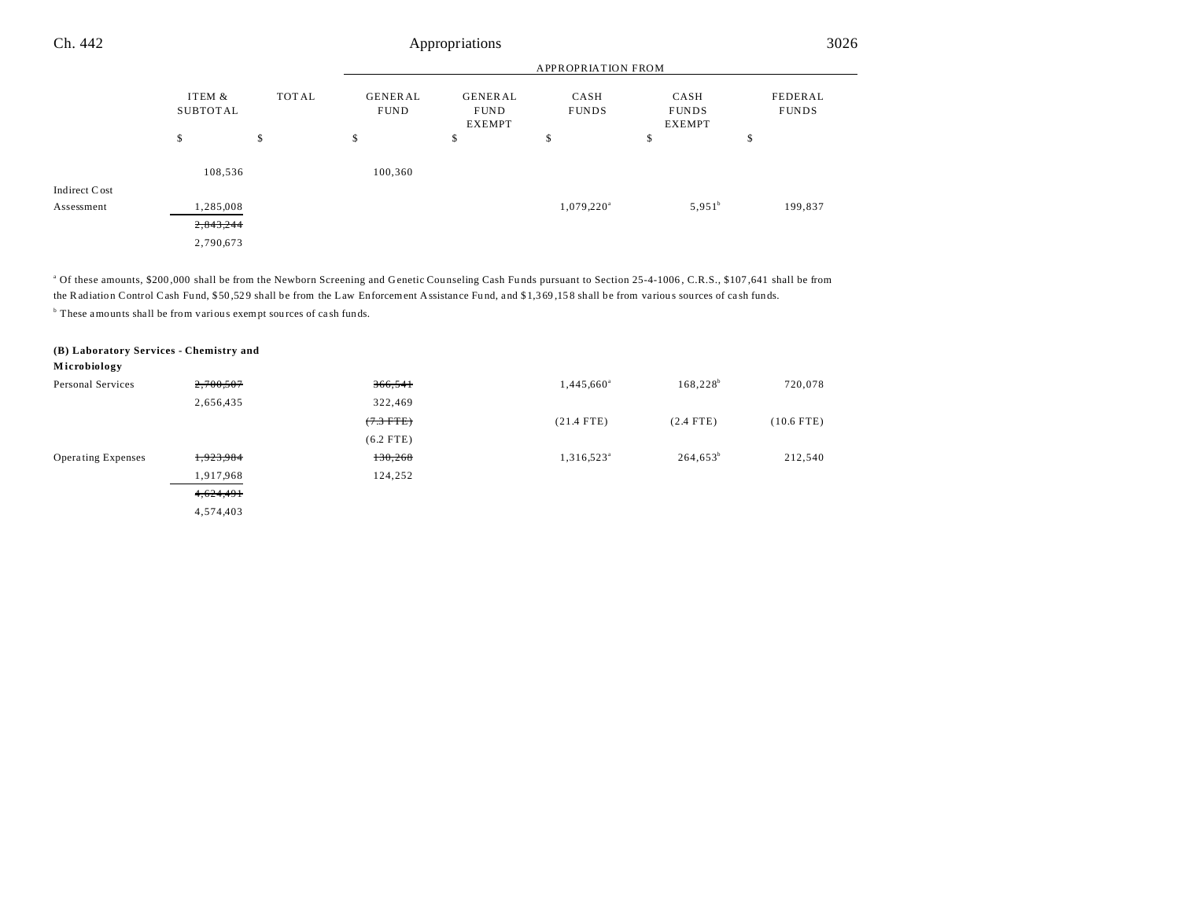| | ITEM & SUBTOTAL | TOTAL | GENERAL FUND | GENERAL FUND EXEMPT | CASH FUNDS | CASH FUNDS EXEMPT | FEDERAL FUNDS |
|---|---|---|---|---|---|---|---|
| | | | APPROPRIATION FROM | | | | |
| | $ | $ | $ | $ | $ | $ | $ |
| | 108,536 | | 100,360 | | | | |
| Indirect Cost Assessment | 1,285,008 | | | | 1,079,220[a] | 5,951[b] | 199,837 |
| | ~~2,843,244~~ | | | | | | |
| | 2,790,673 | | | | | | |

[a] Of these amounts, $200,000 shall be from the Newborn Screening and Genetic Counseling Cash Funds pursuant to Section 25-4-1006, C.R.S., $107,641 shall be from the Radiation Control Cash Fund, $50,529 shall be from the Law Enforcement Assistance Fund, and $1,369,158 shall be from various sources of cash funds.

[b] These amounts shall be from various exempt sources of cash funds.

**(B) Laboratory Services - Chemistry and Microbiology**

| | ITEM & SUBTOTAL | TOTAL | GENERAL FUND | GENERAL FUND EXEMPT | CASH FUNDS | CASH FUNDS EXEMPT | FEDERAL FUNDS |
|---|---|---|---|---|---|---|---|
| Personal Services | ~~2,700,507~~ | | ~~366,541~~ | | 1,445,660[a] | 168,228[b] | 720,078 |
| | 2,656,435 | | 322,469 | | | | |
| | | | ~~(7.3 FTE)~~ | | (21.4 FTE) | (2.4 FTE) | (10.6 FTE) |
| | | | (6.2 FTE) | | | | |
| Operating Expenses | ~~1,923,984~~ | | ~~130,268~~ | | 1,316,523[a] | 264,653[b] | 212,540 |
| | 1,917,968 | | 124,252 | | | | |
| | ~~4,624,491~~ | | | | | | |
| | 4,574,403 | | | | | | |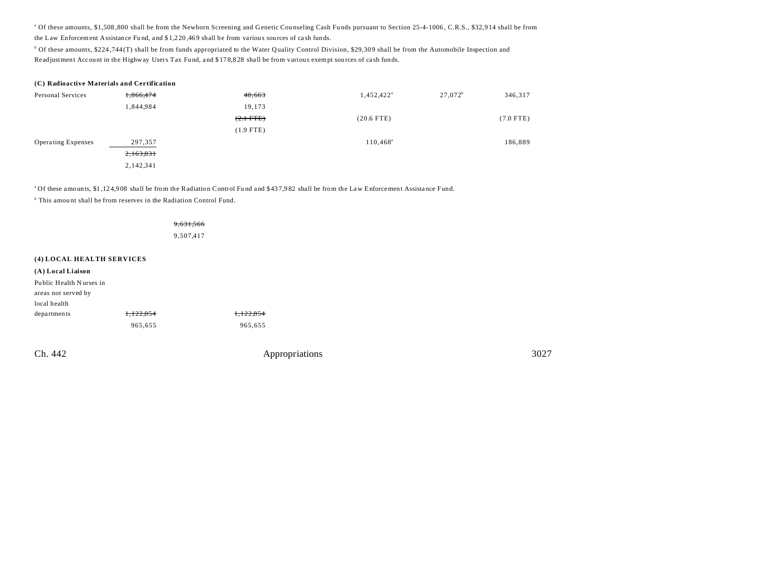[a] Of these amounts, $1,508,800 shall be from the Newborn Screening and Genetic Counseling Cash Funds pursuant to Section 25-4-1006, C.R.S., $32,914 shall be from the Law Enforcement Assistance Fund, and $1,220,469 shall be from various sources of cash funds.

[b] Of these amounts, $224,744(T) shall be from funds appropriated to the Water Quality Control Division, $29,309 shall be from the Automobile Inspection and Readjustment Account in the Highway Users Tax Fund, and $178,828 shall be from various exempt sources of cash funds.

**(C) Radioactive Materials and Certification**

| | | | | | |
|---|---|---|---|---|---|
| Personal Services | ~~1,866,474~~ 1,844,984 | ~~40,663~~ 19,173 ~~(2.1 FTE)~~ (1.9 FTE) | 1,452,422[a] (20.6 FTE) | 27,072[b] | 346,317 (7.0 FTE) |
| Operating Expenses | 297,357 | | 110,468[a] | | 186,889 |
| | ~~2,163,831~~ 2,142,341 | | | | |

[a] Of these amounts, $1,124,908 shall be from the Radiation Control Fund and $437,982 shall be from the Law Enforcement Assistance Fund.

[b] This amount shall be from reserves in the Radiation Control Fund.

~~9,631,566~~
9,507,417

**(4) LOCAL HEALTH SERVICES**

**(A) Local Liaison**

| | | |
|---|---|---|
| Public Health Nurses in areas not served by local health departments | ~~1,122,854~~ 965,655 | ~~1,122,854~~ 965,655 |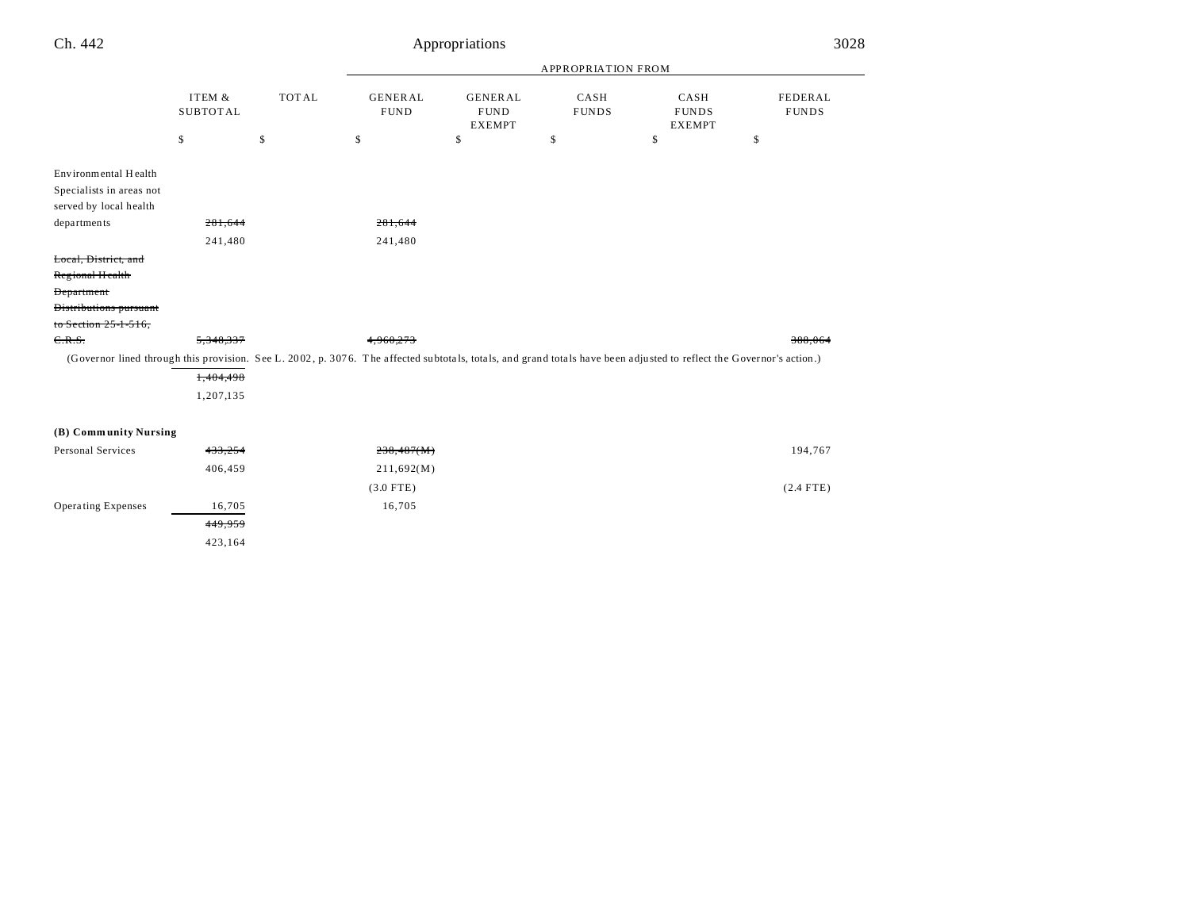| | ITEM & SUBTOTAL | TOTAL | APPROPRIATION FROM GENERAL FUND | GENERAL FUND EXEMPT | CASH FUNDS | CASH FUNDS EXEMPT | FEDERAL FUNDS |
|---|---|---|---|---|---|---|---|
| | $ | $ | $ | $ | $ | $ | $ |
| Environmental Health Specialists in areas not served by local health departments | ~~281,644~~ | | ~~281,644~~ | | | | |
| | 241,480 | | 241,480 | | | | |
| ~~Local, District, and Regional Health Department Distributions pursuant to Section 25-1-516, C.R.S.~~ | ~~5,348,337~~ | | ~~4,960,273~~ | | | | ~~388,064~~ |
| (Governor lined through this provision. See L. 2002, p. 3076. The affected subtotals, totals, and grand totals have been adjusted to reflect the Governor's action.) | | | | | | | |
| | ~~1,404,498~~ | | | | | | |
| | 1,207,135 | | | | | | |
| **(B) Community Nursing** | | | | | | | |
| Personal Services | ~~433,254~~ | | ~~238,487(M)~~ | | | | 194,767 |
| | 406,459 | | 211,692(M) | | | | |
| | | | (3.0 FTE) | | | | (2.4 FTE) |
| Operating Expenses | 16,705 | | 16,705 | | | | |
| | ~~449,959~~ | | | | | | |
| | 423,164 | | | | | | |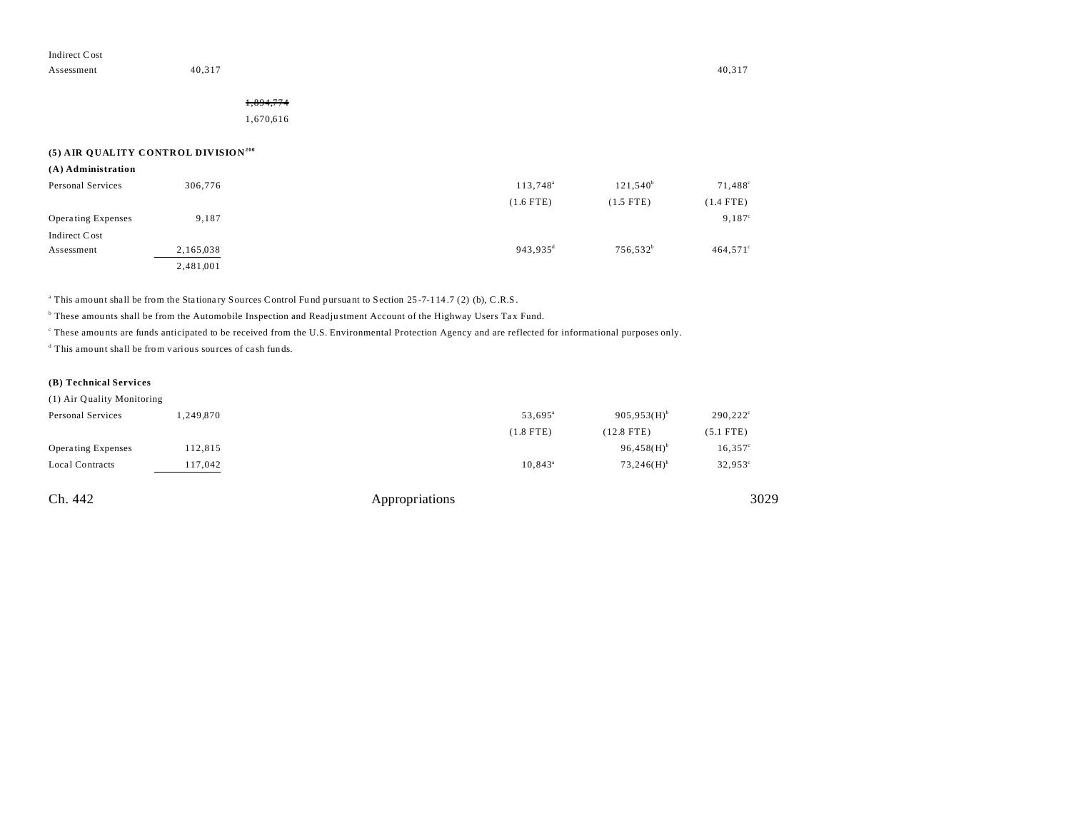| | | | | | | |
|---|---|---|---|---|---|---|
| Indirect Cost Assessment | 40,317 | | | | | 40,317 |
| | | ~~1,894,774~~ 1,670,616 | | | | |

**(5) AIR QUALITY CONTROL DIVISION[200]**

**(A) Administration**

| | | | | | | |
|---|---|---|---|---|---|---|
| Personal Services | 306,776 | | | 113,748[a] (1.6 FTE) | 121,540[b] (1.5 FTE) | 71,488[c] (1.4 FTE) |
| Operating Expenses | 9,187 | | | | | 9,187[c] |
| Indirect Cost Assessment | 2,165,038 | | | 943,935[d] | 756,532[b] | 464,571[c] |
| | 2,481,001 | | | | | |

[a] This amount shall be from the Stationary Sources Control Fund pursuant to Section 25-7-114.7 (2) (b), C.R.S.

[b] These amounts shall be from the Automobile Inspection and Readjustment Account of the Highway Users Tax Fund.

[c] These amounts are funds anticipated to be received from the U.S. Environmental Protection Agency and are reflected for informational purposes only.

[d] This amount shall be from various sources of cash funds.

**(B) Technical Services**

(1) Air Quality Monitoring

| | | | | | | |
|---|---|---|---|---|---|---|
| Personal Services | 1,249,870 | | | 53,695[a] (1.8 FTE) | 905,953(H)[b] (12.8 FTE) | 290,222[c] (5.1 FTE) |
| Operating Expenses | 112,815 | | | | 96,458(H)[b] | 16,357[c] |
| Local Contracts | 117,042 | | | 10,843[a] | 73,246(H)[b] | 32,953[c] |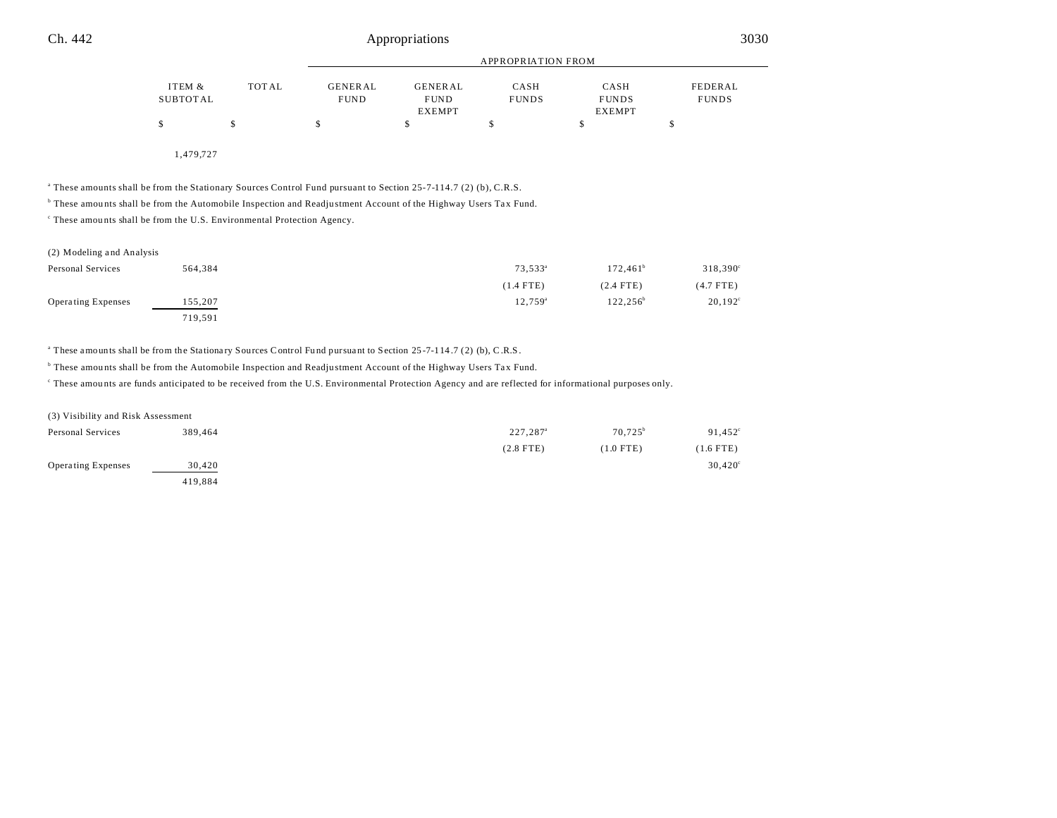| | ITEM & SUBTOTAL | TOTAL | APPROPRIATION FROM GENERAL FUND | GENERAL FUND EXEMPT | CASH FUNDS | CASH FUNDS EXEMPT | FEDERAL FUNDS |
|---|---|---|---|---|---|---|---|
| | $ | $ | $ | $ | $ | $ | $ |
| | 1,479,727 | | | | | | |

[a] These amounts shall be from the Stationary Sources Control Fund pursuant to Section 25-7-114.7 (2) (b), C.R.S.

[b] These amounts shall be from the Automobile Inspection and Readjustment Account of the Highway Users Tax Fund.

[c] These amounts shall be from the U.S. Environmental Protection Agency.

| | ITEM & SUBTOTAL | TOTAL | GENERAL FUND | GENERAL FUND EXEMPT | CASH FUNDS | CASH FUNDS EXEMPT | FEDERAL FUNDS |
|---|---|---|---|---|---|---|---|
| (2) Modeling and Analysis | | | | | | | |
| Personal Services | 564,384 | | | | 73,533[a] | 172,461[b] | 318,390[c] |
| | | | | | (1.4 FTE) | (2.4 FTE) | (4.7 FTE) |
| Operating Expenses | 155,207 | | | | 12,759[a] | 122,256[b] | 20,192[c] |
| | 719,591 | | | | | | |

[a] These amounts shall be from the Stationary Sources Control Fund pursuant to Section 25-7-114.7 (2) (b), C.R.S.

[b] These amounts shall be from the Automobile Inspection and Readjustment Account of the Highway Users Tax Fund.

[c] These amounts are funds anticipated to be received from the U.S. Environmental Protection Agency and are reflected for informational purposes only.

| | ITEM & SUBTOTAL | TOTAL | GENERAL FUND | GENERAL FUND EXEMPT | CASH FUNDS | CASH FUNDS EXEMPT | FEDERAL FUNDS |
|---|---|---|---|---|---|---|---|
| (3) Visibility and Risk Assessment | | | | | | | |
| Personal Services | 389,464 | | | | 227,287[a] | 70,725[b] | 91,452[c] |
| | | | | | (2.8 FTE) | (1.0 FTE) | (1.6 FTE) |
| Operating Expenses | 30,420 | | | | | | 30,420[c] |
| | 419,884 | | | | | | |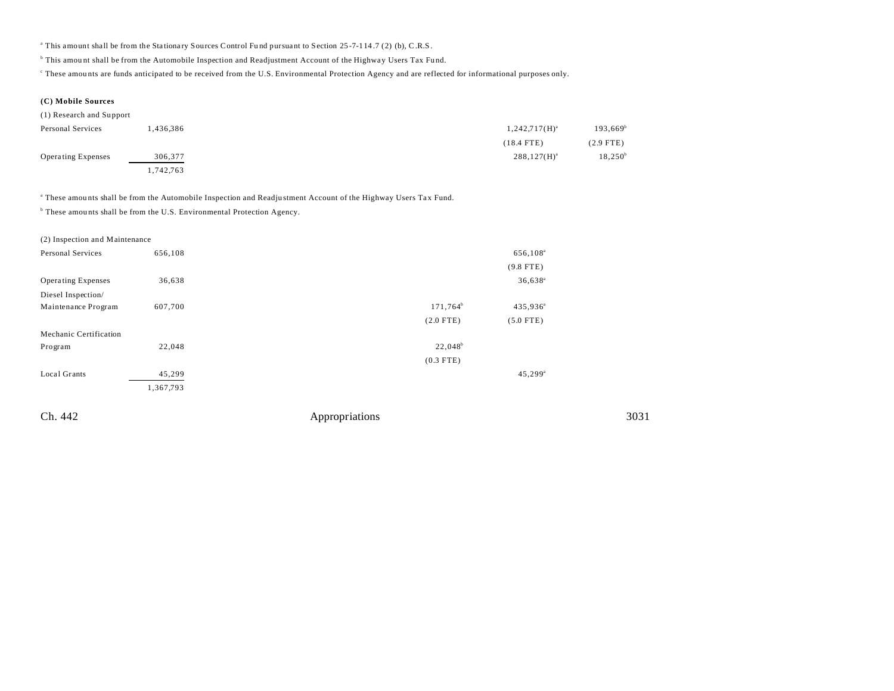[a] This amount shall be from the Stationary Sources Control Fund pursuant to Section 25-7-114.7 (2) (b), C.R.S.

[b] This amount shall be from the Automobile Inspection and Readjustment Account of the Highway Users Tax Fund.

[c] These amounts are funds anticipated to be received from the U.S. Environmental Protection Agency and are reflected for informational purposes only.

**(C) Mobile Sources**

(1) Research and Support

| | | | | | |
|---|---|---|---|---|---|
| Personal Services | 1,436,386 | | | 1,242,717(H)[a] | 193,669[b] |
| | | | | (18.4 FTE) | (2.9 FTE) |
| Operating Expenses | 306,377 | | | 288,127(H)[a] | 18,250[b] |
| | 1,742,763 | | | | |

[a] These amounts shall be from the Automobile Inspection and Readjustment Account of the Highway Users Tax Fund.

[b] These amounts shall be from the U.S. Environmental Protection Agency.

(2) Inspection and Maintenance

| | | | | | |
|---|---|---|---|---|---|
| Personal Services | 656,108 | | | 656,108[a] | |
| | | | | (9.8 FTE) | |
| Operating Expenses | 36,638 | | | 36,638[a] | |
| Diesel Inspection/ Maintenance Program | 607,700 | | 171,764[b] | 435,936[a] | |
| | | | (2.0 FTE) | (5.0 FTE) | |
| Mechanic Certification Program | 22,048 | | 22,048[b] | | |
| | | | (0.3 FTE) | | |
| Local Grants | 45,299 | | | 45,299[a] | |
| | 1,367,793 | | | | |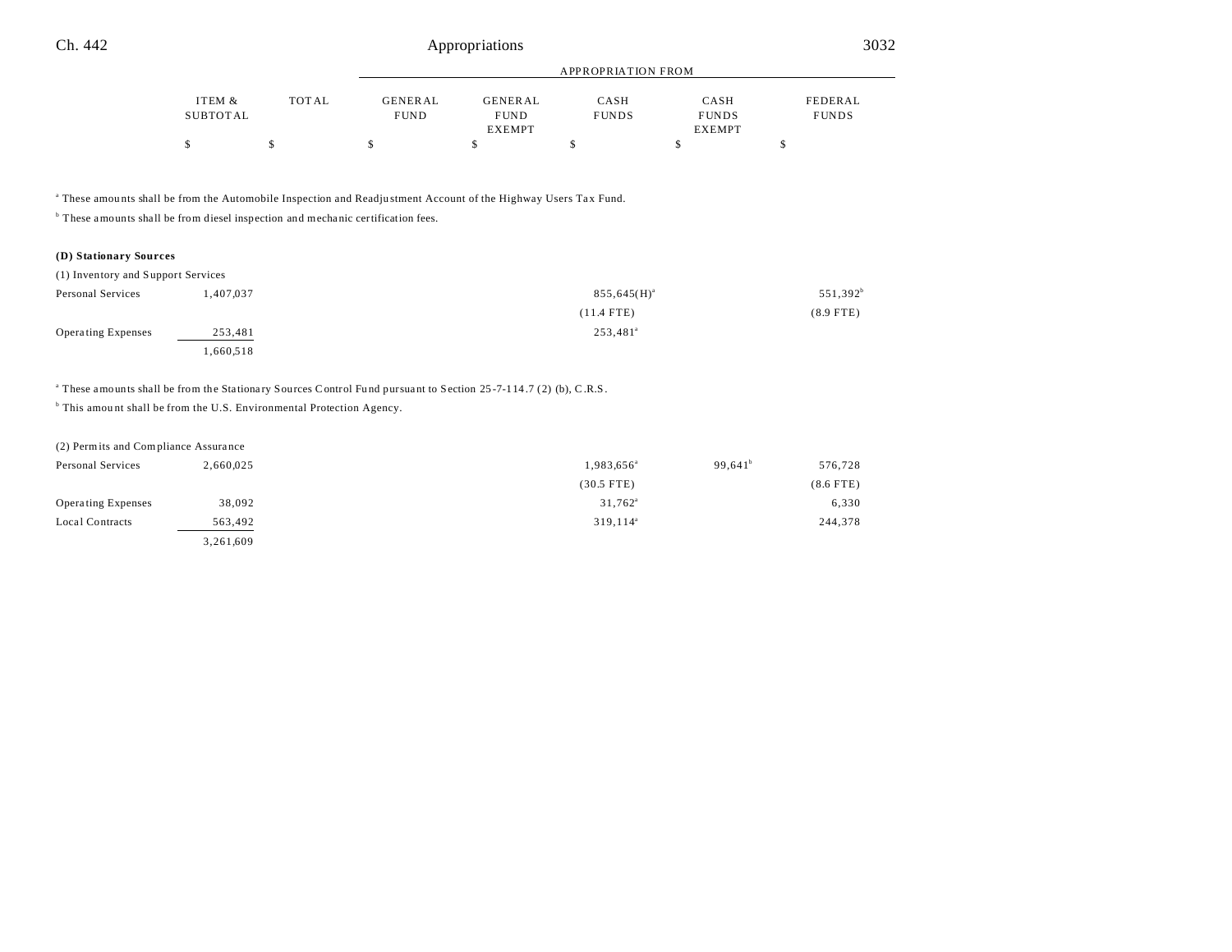| | ITEM & SUBTOTAL | TOTAL | GENERAL FUND | GENERAL FUND EXEMPT | CASH FUNDS | CASH FUNDS EXEMPT | FEDERAL FUNDS |
|---|---|---|---|---|---|---|---|
| | $ | $ | $ | $ | $ | $ | $ |

[a] These amounts shall be from the Automobile Inspection and Readjustment Account of the Highway Users Tax Fund.

[b] These amounts shall be from diesel inspection and mechanic certification fees.

**(D) Stationary Sources**

(1) Inventory and Support Services

| | ITEM & SUBTOTAL | TOTAL | GENERAL FUND | GENERAL FUND EXEMPT | CASH FUNDS | CASH FUNDS EXEMPT | FEDERAL FUNDS |
|---|---|---|---|---|---|---|---|
| Personal Services | 1,407,037 | | | | 855,645(H)[a] | | 551,392[b] |
| | | | | | (11.4 FTE) | | (8.9 FTE) |
| Operating Expenses | 253,481 | | | | 253,481[a] | | |
| | 1,660,518 | | | | | | |

[a] These amounts shall be from the Stationary Sources Control Fund pursuant to Section 25-7-114.7 (2) (b), C.R.S.

[b] This amount shall be from the U.S. Environmental Protection Agency.

(2) Permits and Compliance Assurance

| | ITEM & SUBTOTAL | TOTAL | GENERAL FUND | GENERAL FUND EXEMPT | CASH FUNDS | CASH FUNDS EXEMPT | FEDERAL FUNDS |
|---|---|---|---|---|---|---|---|
| Personal Services | 2,660,025 | | | | 1,983,656[a] | 99,641[b] | 576,728 |
| | | | | | (30.5 FTE) | | (8.6 FTE) |
| Operating Expenses | 38,092 | | | | 31,762[a] | | 6,330 |
| Local Contracts | 563,492 | | | | 319,114[a] | | 244,378 |
| | 3,261,609 | | | | | | |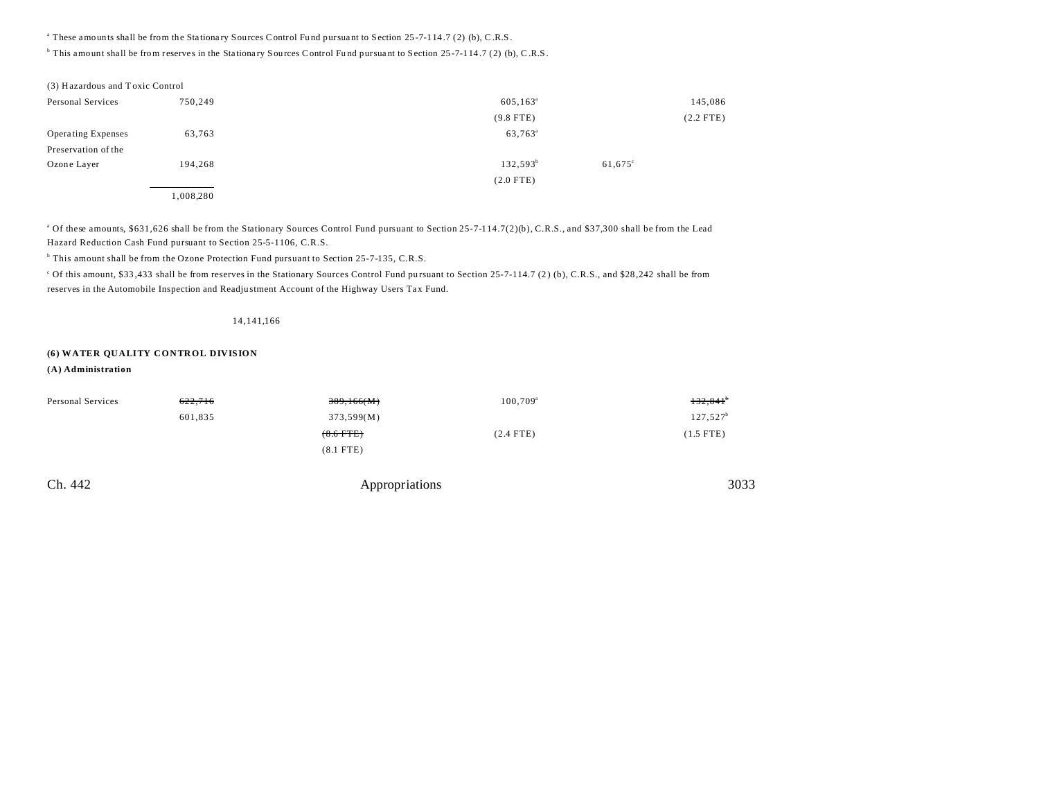[a] These amounts shall be from the Stationary Sources Control Fund pursuant to Section 25-7-114.7 (2) (b), C.R.S.

[b] This amount shall be from reserves in the Stationary Sources Control Fund pursuant to Section 25-7-114.7 (2) (b), C.R.S.

| (3) Hazardous and Toxic Control | | | | | |
|---|---|---|---|---|---|
| Personal Services | 750,249 | | 605,163[a] | | 145,086 |
| | | | (9.8 FTE) | | (2.2 FTE) |
| Operating Expenses | 63,763 | | 63,763[a] | | |
| Preservation of the Ozone Layer | 194,268 | | 132,593[b] | 61,675[c] | |
| | | | (2.0 FTE) | | |
| | 1,008,280 | | | | |

[a] Of these amounts, $631,626 shall be from the Stationary Sources Control Fund pursuant to Section 25-7-114.7(2)(b), C.R.S., and $37,300 shall be from the Lead Hazard Reduction Cash Fund pursuant to Section 25-5-1106, C.R.S.

[b] This amount shall be from the Ozone Protection Fund pursuant to Section 25-7-135, C.R.S.

[c] Of this amount, $33,433 shall be from reserves in the Stationary Sources Control Fund pursuant to Section 25-7-114.7 (2) (b), C.R.S., and $28,242 shall be from reserves in the Automobile Inspection and Readjustment Account of the Highway Users Tax Fund.

14,141,166

**(6) WATER QUALITY CONTROL DIVISION**

**(A) Administration**

| | | | | | |
|---|---|---|---|---|---|
| Personal Services | ~~622,716~~ | ~~389,166(M)~~ | 100,709[a] | | ~~132,841~~[b] |
| | 601,835 | 373,599(M) | | | 127,527[b] |
| | | ~~(8.6 FTE)~~ | (2.4 FTE) | | (1.5 FTE) |
| | | (8.1 FTE) | | | |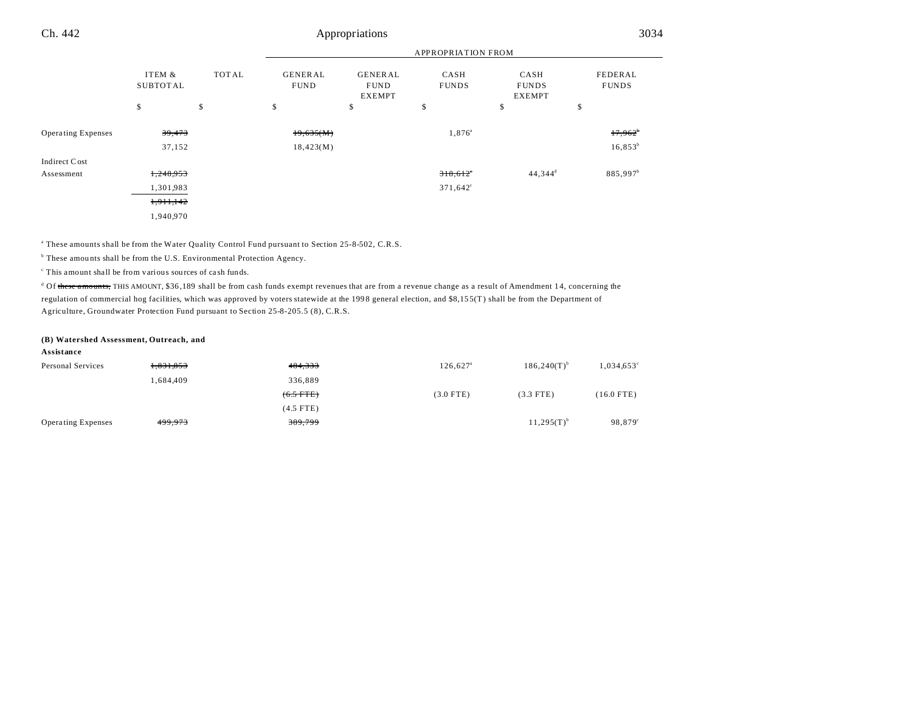| | ITEM & SUBTOTAL | TOTAL | GENERAL FUND | GENERAL FUND EXEMPT | CASH FUNDS | CASH FUNDS EXEMPT | FEDERAL FUNDS |
|---|---|---|---|---|---|---|---|
| | | | APPROPRIATION FROM | | | | |
| | $ | $ | $ | $ | $ | $ | $ |
| Operating Expenses | ~~39,473~~ | | ~~19,635(M)~~ | | 1,876[a] | | ~~17,962~~[b] |
| | 37,152 | | 18,423(M) | | | | 16,853[b] |
| Indirect Cost Assessment | ~~1,248,953~~ | | | | ~~318,612~~[c] | 44,344[d] | 885,997[b] |
| | 1,301,983 | | | | 371,642[c] | | |
| | ~~1,911,142~~ | | | | | | |
| | 1,940,970 | | | | | | |

[a] These amounts shall be from the Water Quality Control Fund pursuant to Section 25-8-502, C.R.S.

[b] These amounts shall be from the U.S. Environmental Protection Agency.

[c] This amount shall be from various sources of cash funds.

[d] Of ~~these amounts,~~ THIS AMOUNT, $36,189 shall be from cash funds exempt revenues that are from a revenue change as a result of Amendment 14, concerning the regulation of commercial hog facilities, which was approved by voters statewide at the 1998 general election, and $8,155(T) shall be from the Department of Agriculture, Groundwater Protection Fund pursuant to Section 25-8-205.5 (8), C.R.S.

**(B) Watershed Assessment, Outreach, and Assistance**

| | ITEM & SUBTOTAL | TOTAL | GENERAL FUND | GENERAL FUND EXEMPT | CASH FUNDS | CASH FUNDS EXEMPT | FEDERAL FUNDS |
|---|---|---|---|---|---|---|---|
| Personal Services | ~~1,831,853~~ | | ~~484,333~~ | | 126,627[a] | 186,240(T)[b] | 1,034,653[c] |
| | 1,684,409 | | 336,889 | | | | |
| | | | ~~(6.5 FTE)~~ | | (3.0 FTE) | (3.3 FTE) | (16.0 FTE) |
| | | | (4.5 FTE) | | | | |
| Operating Expenses | ~~499,973~~ | | ~~389,799~~ | | | 11,295(T)[b] | 98,879[c] |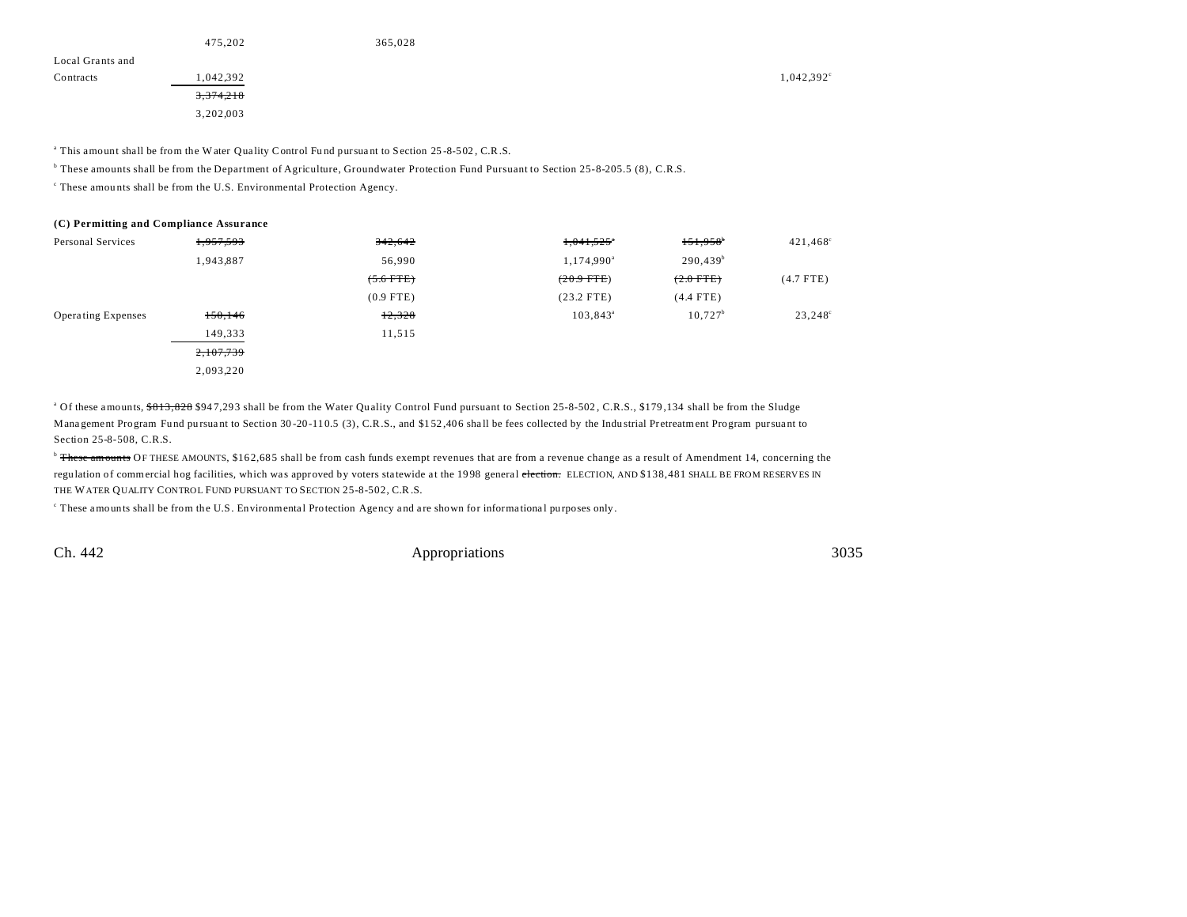| | | | | | |
|---|---|---|---|---|---|
| | 475,202 | 365,028 | | | |
| Local Grants and Contracts | 1,042,392 | | | | 1,042,392[c] |
| | ~~3,374,218~~ | | | | |
| | 3,202,003 | | | | |

[a] This amount shall be from the Water Quality Control Fund pursuant to Section 25-8-502, C.R.S.

[b] These amounts shall be from the Department of Agriculture, Groundwater Protection Fund Pursuant to Section 25-8-205.5 (8), C.R.S.

[c] These amounts shall be from the U.S. Environmental Protection Agency.

**(C) Permitting and Compliance Assurance**

| | | | | | |
|---|---|---|---|---|---|
| Personal Services | ~~1,957,593~~ | ~~342,642~~ | ~~1,041,525~~[a] | ~~151,958~~[b] | 421,468[c] |
| | 1,943,887 | 56,990 | 1,174,990[a] | 290,439[b] | |
| | | ~~(5.6 FTE)~~ | ~~(20.9 FTE)~~ | ~~(2.0 FTE)~~ | (4.7 FTE) |
| | | (0.9 FTE) | (23.2 FTE) | (4.4 FTE) | |
| Operating Expenses | ~~150,146~~ | ~~12,328~~ | 103,843[a] | 10,727[b] | 23,248[c] |
| | 149,333 | 11,515 | | | |
| | ~~2,107,739~~ | | | | |
| | 2,093,220 | | | | |

[a] Of these amounts, ~~$813,828~~ $947,293 shall be from the Water Quality Control Fund pursuant to Section 25-8-502, C.R.S., $179,134 shall be from the Sludge Management Program Fund pursuant to Section 30-20-110.5 (3), C.R.S., and $152,406 shall be fees collected by the Industrial Pretreatment Program pursuant to Section 25-8-508, C.R.S.

[b] ~~These amounts~~ OF THESE AMOUNTS, $162,685 shall be from cash funds exempt revenues that are from a revenue change as a result of Amendment 14, concerning the regulation of commercial hog facilities, which was approved by voters statewide at the 1998 general ~~election.~~ ELECTION, AND $138,481 SHALL BE FROM RESERVES IN THE WATER QUALITY CONTROL FUND PURSUANT TO SECTION 25-8-502, C.R.S.

[c] These amounts shall be from the U.S. Environmental Protection Agency and are shown for informational purposes only.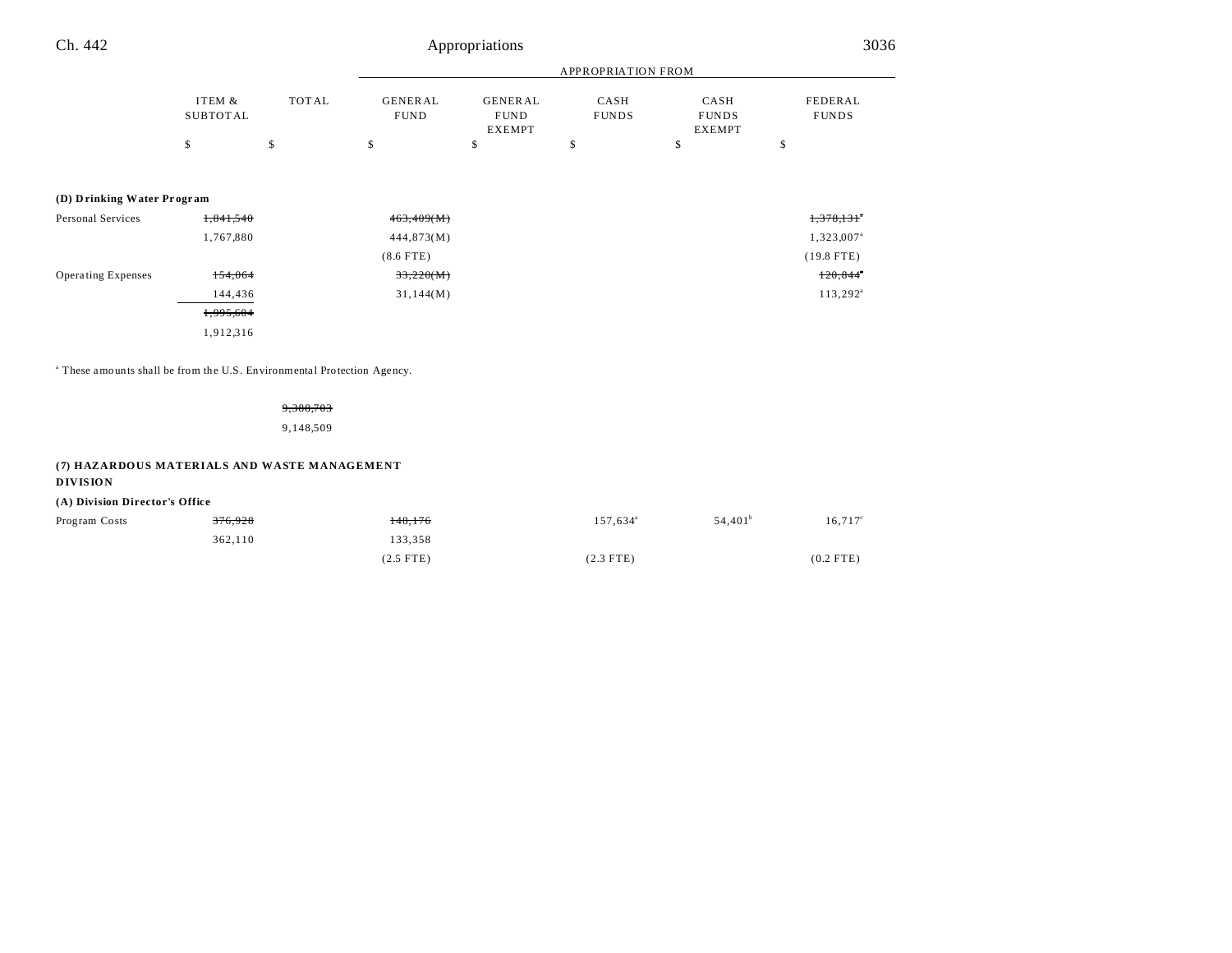| | ITEM & SUBTOTAL | TOTAL | GENERAL FUND | GENERAL FUND EXEMPT | CASH FUNDS | CASH FUNDS EXEMPT | FEDERAL FUNDS |
|---|---|---|---|---|---|---|---|
| | | | APPROPRIATION FROM | | | | |
| | $ | $ | $ | $ | $ | $ | $ |
| **(D) Drinking Water Program** | | | | | | | |
| Personal Services | ~~1,841,540~~ | | ~~463,409(M)~~ | | | | ~~1,378,131~~[a] |
| | 1,767,880 | | 444,873(M) | | | | 1,323,007[a] |
| | | | (8.6 FTE) | | | | (19.8 FTE) |
| Operating Expenses | ~~154,064~~ | | ~~33,220(M)~~ | | | | ~~120,844~~[a] |
| | 144,436 | | 31,144(M) | | | | 113,292[a] |
| | ~~1,995,604~~ | | | | | | |
| | 1,912,316 | | | | | | |

[a] These amounts shall be from the U.S. Environmental Protection Agency.

| | | | | | | | |
|---|---|---|---|---|---|---|---|
| | | ~~9,308,703~~ | | | | | |
| | | 9,148,509 | | | | | |

**(7) HAZARDOUS MATERIALS AND WASTE MANAGEMENT DIVISION**

| | ITEM & SUBTOTAL | TOTAL | GENERAL FUND | GENERAL FUND EXEMPT | CASH FUNDS | CASH FUNDS EXEMPT | FEDERAL FUNDS |
|---|---|---|---|---|---|---|---|
| **(A) Division Director's Office** | | | | | | | |
| Program Costs | ~~376,928~~ | | ~~148,176~~ | | 157,634[a] | 54,401[b] | 16,717[c] |
| | 362,110 | | 133,358 | | | | |
| | | | (2.5 FTE) | | (2.3 FTE) | | (0.2 FTE) |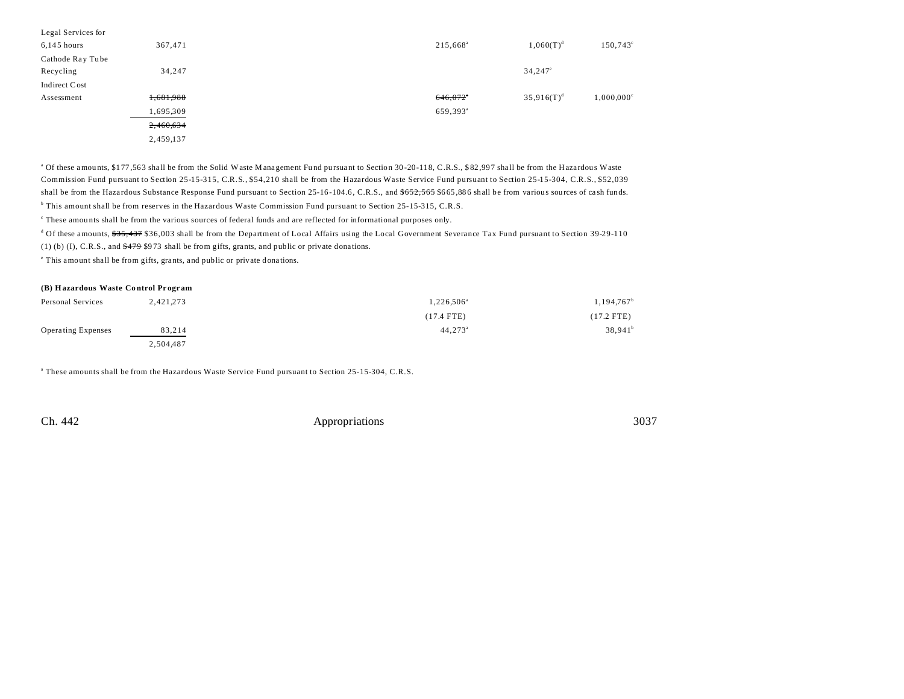| | | | | | |
|---|---|---|---|---|---|
| Legal Services for 6,145 hours | 367,471 | | 215,668[a] | 1,060(T)[d] | 150,743[c] |
| Cathode Ray Tube Recycling | 34,247 | | | 34,247[e] | |
| Indirect Cost Assessment | ~~1,681,988~~ 1,695,309 | | ~~646,072~~[a] 659,393[a] | 35,916(T)[d] | 1,000,000[c] |
| | ~~2,460,634~~ 2,459,137 | | | | |

[a] Of these amounts, $177,563 shall be from the Solid Waste Management Fund pursuant to Section 30-20-118, C.R.S., $82,997 shall be from the Hazardous Waste Commission Fund pursuant to Section 25-15-315, C.R.S., $54,210 shall be from the Hazardous Waste Service Fund pursuant to Section 25-15-304, C.R.S., $52,039 shall be from the Hazardous Substance Response Fund pursuant to Section 25-16-104.6, C.R.S., and ~~$652,565~~ $665,886 shall be from various sources of cash funds.

[b] This amount shall be from reserves in the Hazardous Waste Commission Fund pursuant to Section 25-15-315, C.R.S.

[c] These amounts shall be from the various sources of federal funds and are reflected for informational purposes only.

[d] Of these amounts, ~~$35,437~~ $36,003 shall be from the Department of Local Affairs using the Local Government Severance Tax Fund pursuant to Section 39-29-110 (1) (b) (I), C.R.S., and ~~$479~~ $973 shall be from gifts, grants, and public or private donations.

[e] This amount shall be from gifts, grants, and public or private donations.

**(B) Hazardous Waste Control Program**

| | | | | | |
|---|---|---|---|---|---|
| Personal Services | 2,421,273 | | 1,226,506[a] | | 1,194,767[b] |
| | | | (17.4 FTE) | | (17.2 FTE) |
| Operating Expenses | 83,214 | | 44,273[a] | | 38,941[b] |
| | 2,504,487 | | | | |

[a] These amounts shall be from the Hazardous Waste Service Fund pursuant to Section 25-15-304, C.R.S.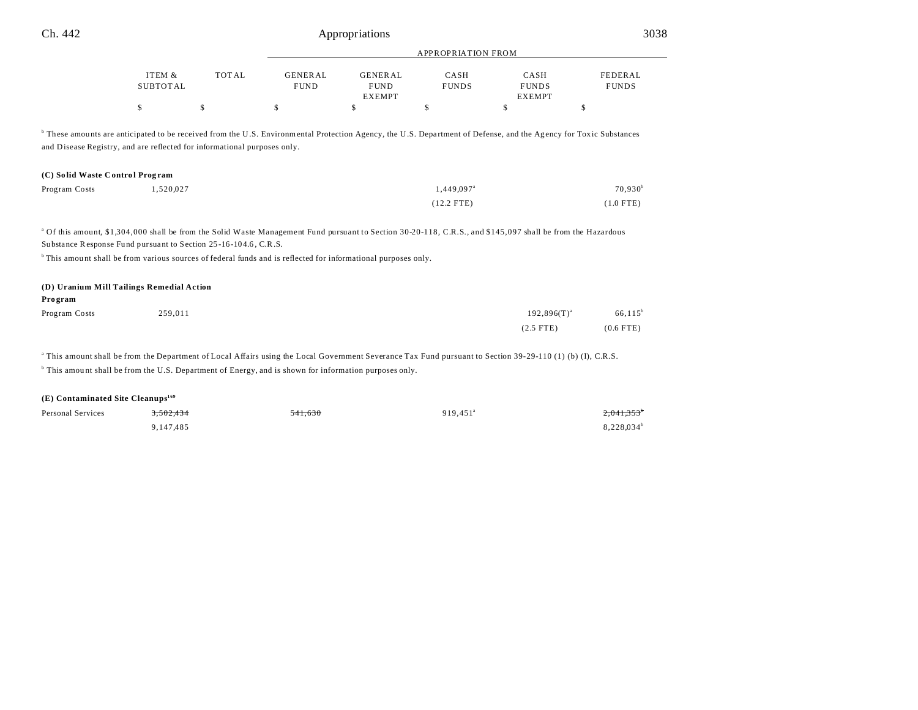| | ITEM & SUBTOTAL | TOTAL | APPROPRIATION FROM GENERAL FUND | GENERAL FUND EXEMPT | CASH FUNDS | CASH FUNDS EXEMPT | FEDERAL FUNDS |
|---|---|---|---|---|---|---|---|
| | $ | $ | $ | $ | $ | $ | $ |

[b] These amounts are anticipated to be received from the U.S. Environmental Protection Agency, the U.S. Department of Defense, and the Agency for Toxic Substances and Disease Registry, and are reflected for informational purposes only.

**(C) Solid Waste Control Program**

| | ITEM & SUBTOTAL | TOTAL | GENERAL FUND | GENERAL FUND EXEMPT | CASH FUNDS | CASH FUNDS EXEMPT | FEDERAL FUNDS |
|---|---|---|---|---|---|---|---|
| Program Costs | 1,520,027 | | | | 1,449,097[a] | | 70,930[b] |
| | | | | | (12.2 FTE) | | (1.0 FTE) |

[a] Of this amount, $1,304,000 shall be from the Solid Waste Management Fund pursuant to Section 30-20-118, C.R.S., and $145,097 shall be from the Hazardous Substance Response Fund pursuant to Section 25-16-104.6, C.R.S.

[b] This amount shall be from various sources of federal funds and is reflected for informational purposes only.

**(D) Uranium Mill Tailings Remedial Action Program**

| | ITEM & SUBTOTAL | TOTAL | GENERAL FUND | GENERAL FUND EXEMPT | CASH FUNDS | CASH FUNDS EXEMPT | FEDERAL FUNDS |
|---|---|---|---|---|---|---|---|
| Program Costs | 259,011 | | | | | 192,896(T)[a] | 66,115[b] |
| | | | | | | (2.5 FTE) | (0.6 FTE) |

[a] This amount shall be from the Department of Local Affairs using the Local Government Severance Tax Fund pursuant to Section 39-29-110 (1) (b) (I), C.R.S.

[b] This amount shall be from the U.S. Department of Energy, and is shown for information purposes only.

**(E) Contaminated Site Cleanups[169]**

| | ITEM & SUBTOTAL | TOTAL | GENERAL FUND | GENERAL FUND EXEMPT | CASH FUNDS | CASH FUNDS EXEMPT | FEDERAL FUNDS |
|---|---|---|---|---|---|---|---|
| Personal Services | ~~3,502,434~~ | | ~~541,630~~ | | 919,451[a] | | ~~2,041,353~~[b] |
| | 9,147,485 | | | | | | 8,228,034[b] |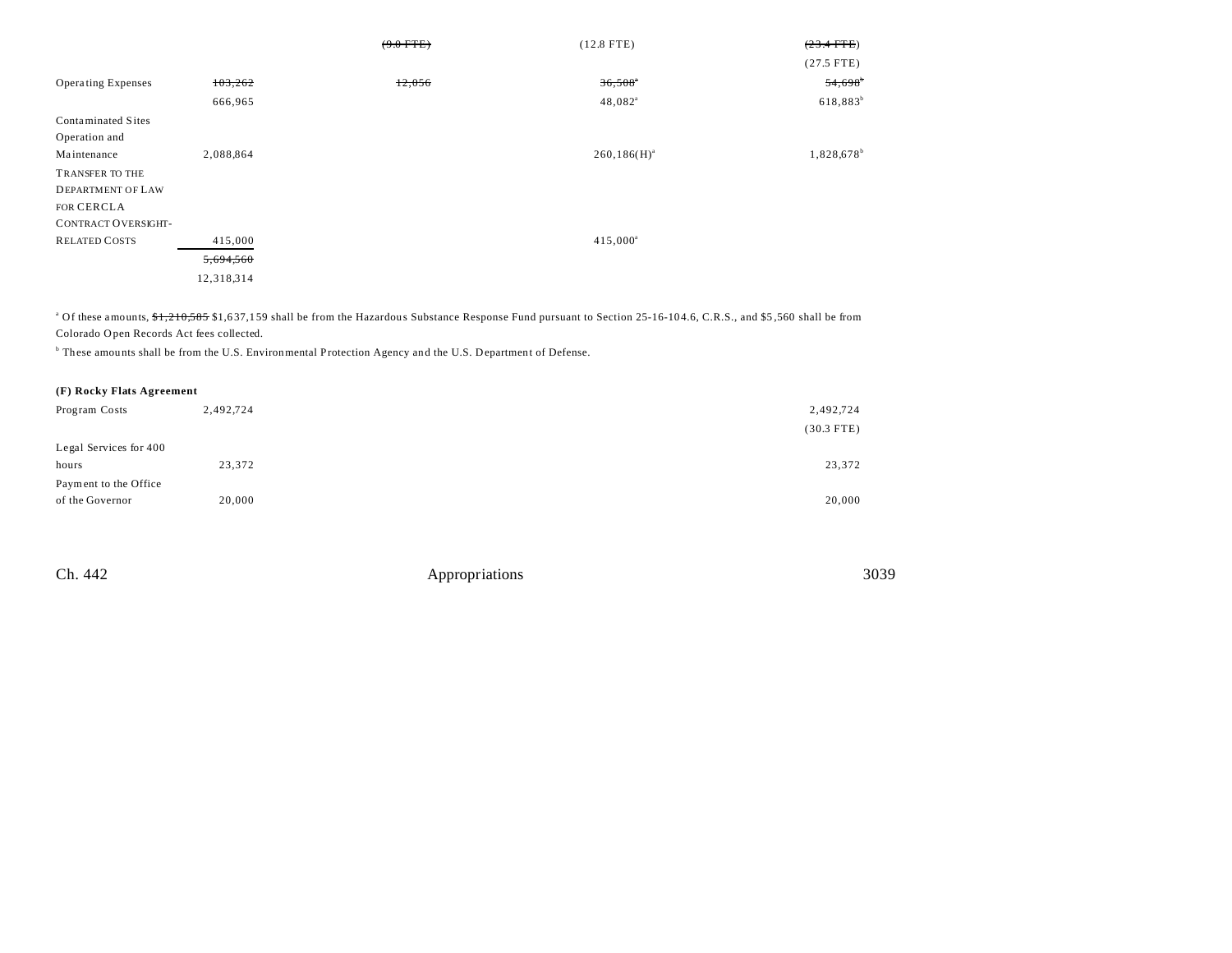| | | | | |
|---|---|---|---|---|
| | | ~~(9.0 FTE)~~ | (12.8 FTE) | ~~(23.4 FTE)~~ |
| | | | | (27.5 FTE) |
| Operating Expenses | ~~103,262~~ | ~~12,056~~ | ~~36,508~~[a] | ~~54,698~~[b] |
| | 666,965 | | 48,082[a] | 618,883[b] |
| Contaminated Sites Operation and Maintenance | 2,088,864 | | 260,186(H)[a] | 1,828,678[b] |
| TRANSFER TO THE DEPARTMENT OF LAW FOR CERCLA CONTRACT OVERSIGHT-RELATED COSTS | 415,000 | | 415,000[a] | |
| | ~~5,694,560~~ | | | |
| | 12,318,314 | | | |

[a] Of these amounts, ~~$1,210,585~~ $1,637,159 shall be from the Hazardous Substance Response Fund pursuant to Section 25-16-104.6, C.R.S., and $5,560 shall be from Colorado Open Records Act fees collected.

[b] These amounts shall be from the U.S. Environmental Protection Agency and the U.S. Department of Defense.

**(F) Rocky Flats Agreement**

| | | |
|---|---|---|
| Program Costs | 2,492,724 | 2,492,724 |
| | | (30.3 FTE) |
| Legal Services for 400 hours | 23,372 | 23,372 |
| Payment to the Office of the Governor | 20,000 | 20,000 |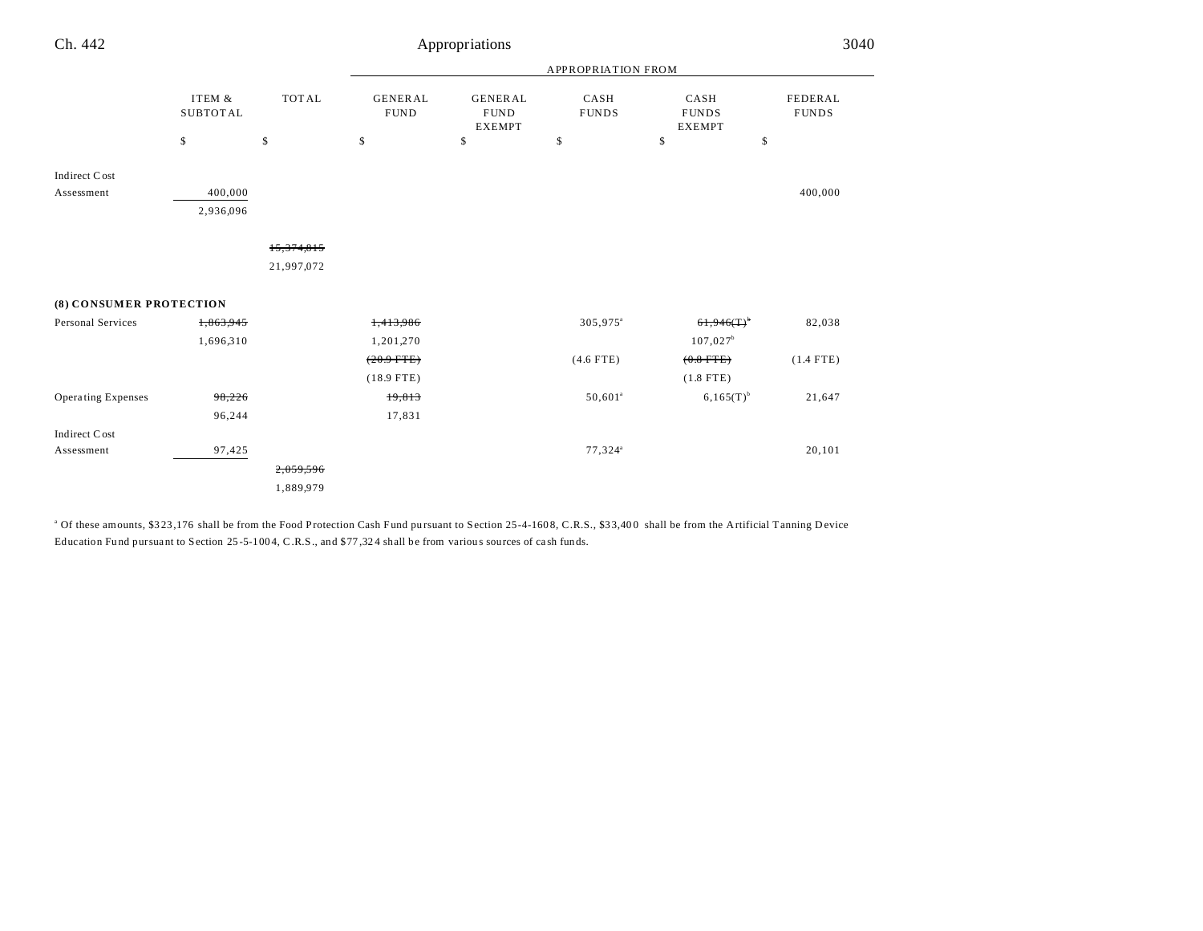| | ITEM & SUBTOTAL | TOTAL | APPROPRIATION FROM GENERAL FUND | GENERAL FUND EXEMPT | CASH FUNDS | CASH FUNDS EXEMPT | FEDERAL FUNDS |
|---|---|---|---|---|---|---|---|
| | $ | $ | $ | $ | $ | $ | $ |
| Indirect Cost Assessment | 400,000 | | | | | | 400,000 |
| | 2,936,096 | | | | | | |
| | | ~~15,374,815~~ | | | | | |
| | | 21,997,072 | | | | | |
| **(8) CONSUMER PROTECTION** | | | | | | | |
| Personal Services | ~~1,863,945~~ | | ~~1,413,986~~ | | 305,975[a] | ~~61,946(T)~~[b] | 82,038 |
| | 1,696,310 | | 1,201,270 | | | 107,027[b] | |
| | | | ~~(20.9 FTE)~~ | | (4.6 FTE) | ~~(0.8 FTE)~~ | (1.4 FTE) |
| | | | (18.9 FTE) | | | (1.8 FTE) | |
| Operating Expenses | ~~98,226~~ | | ~~19,813~~ | | 50,601[a] | 6,165(T)[b] | 21,647 |
| | 96,244 | | 17,831 | | | | |
| Indirect Cost Assessment | 97,425 | | | | 77,324[a] | | 20,101 |
| | | ~~2,059,596~~ | | | | | |
| | | 1,889,979 | | | | | |

[a] Of these amounts, $323,176 shall be from the Food Protection Cash Fund pursuant to Section 25-4-1608, C.R.S., $33,400 shall be from the Artificial Tanning Device Education Fund pursuant to Section 25-5-1004, C.R.S., and $77,324 shall be from various sources of cash funds.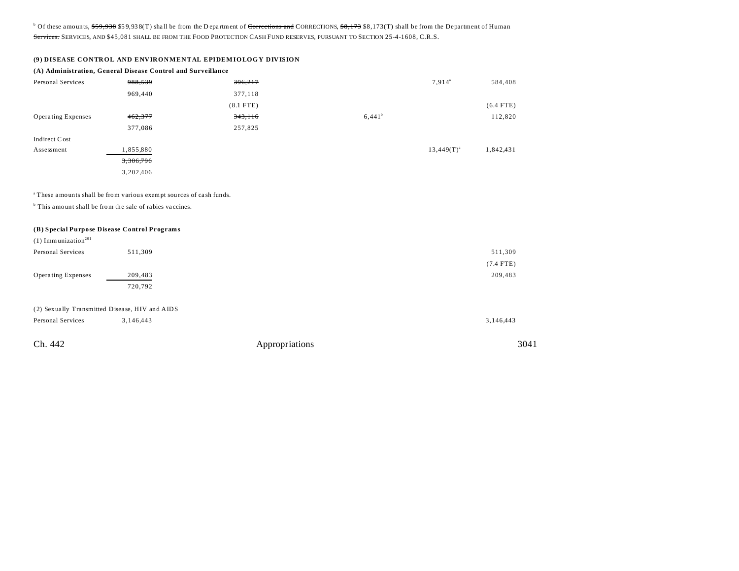[b] Of these amounts, ~~$59,938~~ $59,938(T) shall be from the Department of ~~Corrections and~~ CORRECTIONS, ~~$8,173~~ $8,173(T) shall be from the Department of Human ~~Services.~~ SERVICES, AND $45,081 SHALL BE FROM THE FOOD PROTECTION CASH FUND RESERVES, PURSUANT TO SECTION 25-4-1608, C.R.S.

**(9) DISEASE CONTROL AND ENVIRONMENTAL EPIDEMIOLOGY DIVISION**

**(A) Administration, General Disease Control and Surveillance**

| | | | | | |
|---|---|---|---|---|---|
| Personal Services | ~~988,539~~ | ~~396,217~~ | | 7,914[a] | 584,408 |
| | 969,440 | 377,118 | | | |
| | | (8.1 FTE) | | | (6.4 FTE) |
| Operating Expenses | ~~462,377~~ | ~~343,116~~ | 6,441[b] | | 112,820 |
| | 377,086 | 257,825 | | | |
| Indirect Cost Assessment | 1,855,880 | | | 13,449(T)[a] | 1,842,431 |
| | ~~3,306,796~~ | | | | |
| | 3,202,406 | | | | |

[a] These amounts shall be from various exempt sources of cash funds.

[b] This amount shall be from the sale of rabies vaccines.

**(B) Special Purpose Disease Control Programs**

(1) Immunization[201]

| | | |
|---|---|---|
| Personal Services | 511,309 | 511,309 |
| | | (7.4 FTE) |
| Operating Expenses | 209,483 | 209,483 |
| | 720,792 | |

(2) Sexually Transmitted Disease, HIV and AIDS

| | | |
|---|---|---|
| Personal Services | 3,146,443 | 3,146,443 |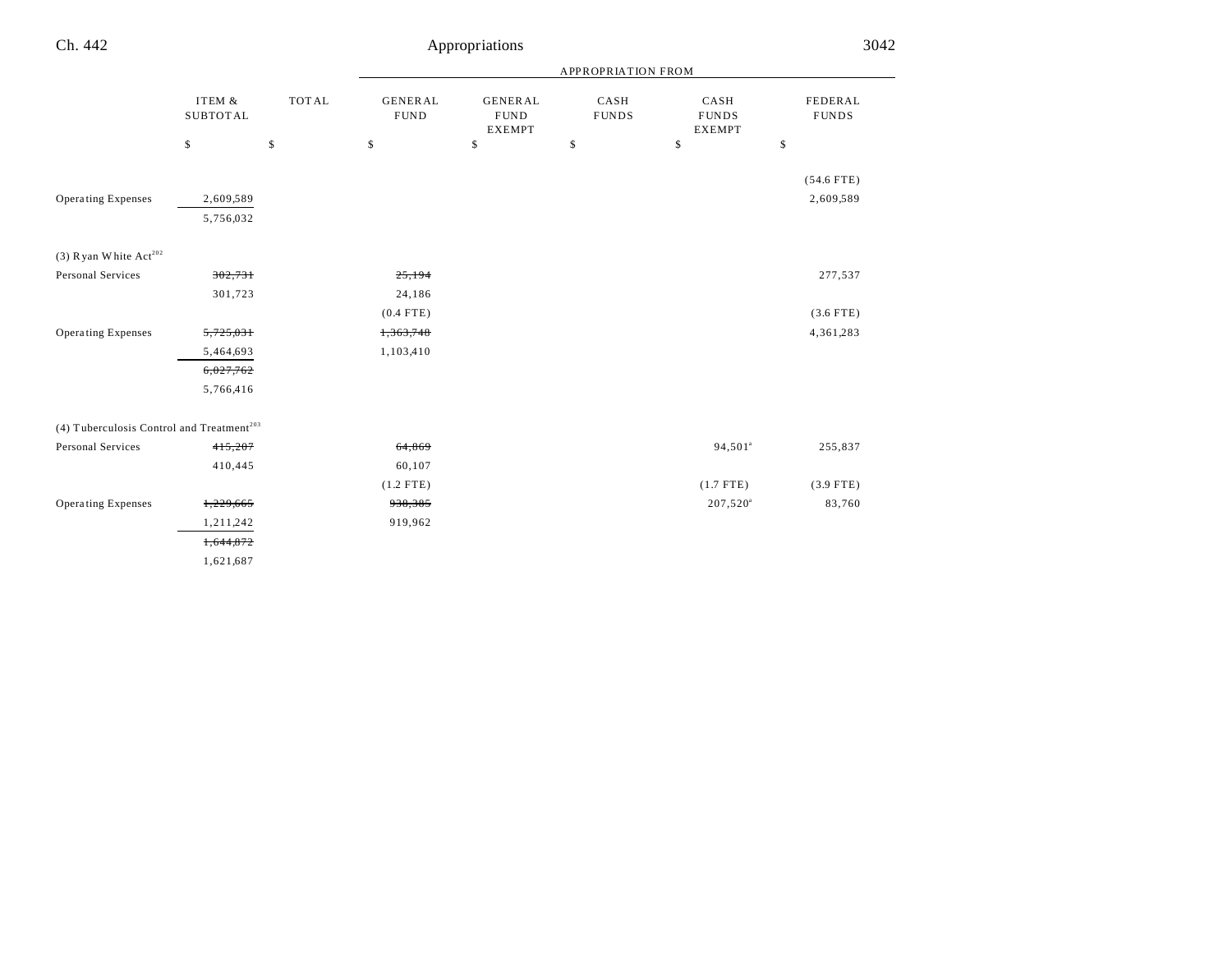| | ITEM & SUBTOTAL | TOTAL | GENERAL FUND | GENERAL FUND EXEMPT | CASH FUNDS | CASH FUNDS EXEMPT | FEDERAL FUNDS |
|---|---|---|---|---|---|---|---|
| | $ | $ | $ | $ | $ | $ | $ |
| | | | | | | | (54.6 FTE) |
| Operating Expenses | 2,609,589 | | | | | | 2,609,589 |
| | 5,756,032 | | | | | | |
| (3) Ryan White Act[202] | | | | | | | |
| Personal Services | ~~302,731~~ | | ~~25,194~~ | | | | 277,537 |
| | 301,723 | | 24,186 | | | | |
| | | | (0.4 FTE) | | | | (3.6 FTE) |
| Operating Expenses | ~~5,725,031~~ | | ~~1,363,748~~ | | | | 4,361,283 |
| | 5,464,693 | | 1,103,410 | | | | |
| | ~~6,027,762~~ | | | | | | |
| | 5,766,416 | | | | | | |
| (4) Tuberculosis Control and Treatment[203] | | | | | | | |
| Personal Services | ~~415,207~~ | | ~~64,869~~ | | | 94,501[a] | 255,837 |
| | 410,445 | | 60,107 | | | | |
| | | | (1.2 FTE) | | | (1.7 FTE) | (3.9 FTE) |
| Operating Expenses | ~~1,229,665~~ | | ~~938,385~~ | | | 207,520[a] | 83,760 |
| | 1,211,242 | | 919,962 | | | | |
| | ~~1,644,872~~ | | | | | | |
| | 1,621,687 | | | | | | |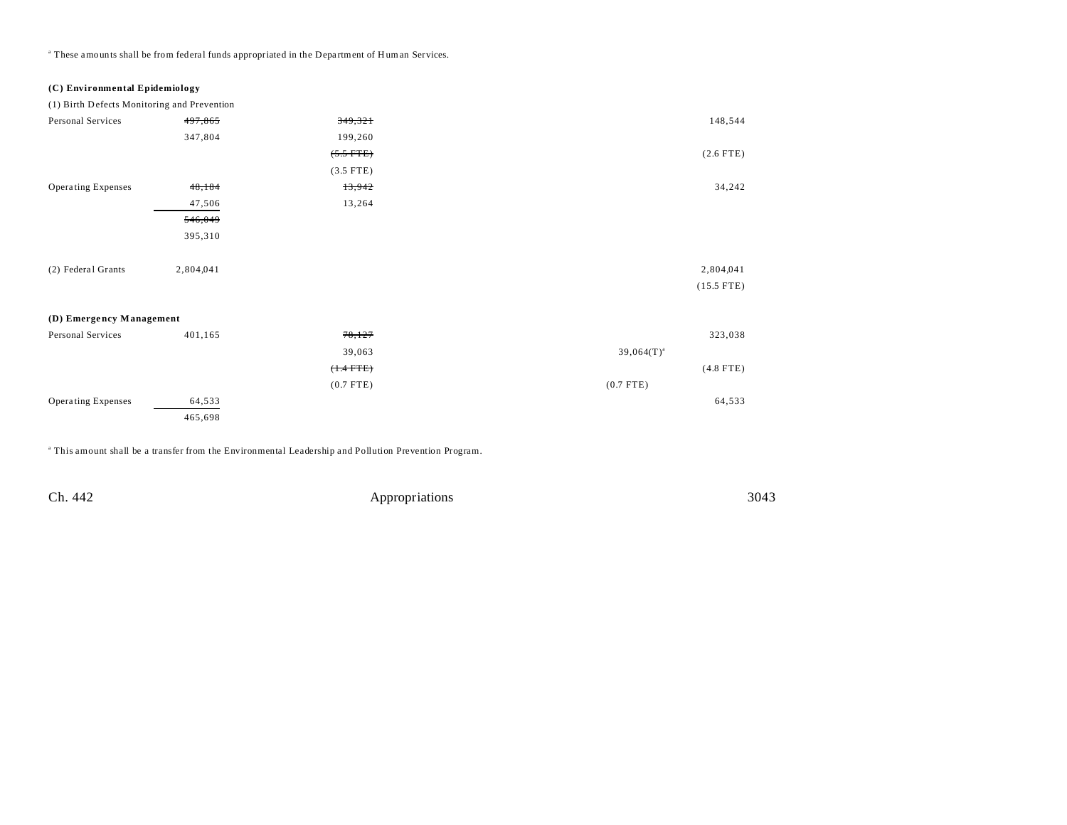[a] These amounts shall be from federal funds appropriated in the Department of Human Services.

**(C) Environmental Epidemiology**

(1) Birth Defects Monitoring and Prevention

| | | | | | |
|---|---|---|---|---|---|
| Personal Services | ~~497,865~~ | ~~349,321~~ | | | 148,544 |
| | 347,804 | 199,260 | | | |
| | | ~~(5.5 FTE)~~ | | | (2.6 FTE) |
| | | (3.5 FTE) | | | |
| Operating Expenses | ~~48,184~~ | ~~13,942~~ | | | 34,242 |
| | 47,506 | 13,264 | | | |
| | ~~546,049~~ | | | | |
| | 395,310 | | | | |
| | | | | | |
| (2) Federal Grants | 2,804,041 | | | | 2,804,041 |
| | | | | | (15.5 FTE) |

**(D) Emergency Management**

| | | | | | |
|---|---|---|---|---|---|
| Personal Services | 401,165 | ~~78,127~~ | | | 323,038 |
| | | 39,063 | | 39,064(T)[a] | |
| | | ~~(1.4 FTE)~~ | | | (4.8 FTE) |
| | | (0.7 FTE) | | (0.7 FTE) | |
| Operating Expenses | 64,533 | | | | 64,533 |
| | 465,698 | | | | |

[a] This amount shall be a transfer from the Environmental Leadership and Pollution Prevention Program.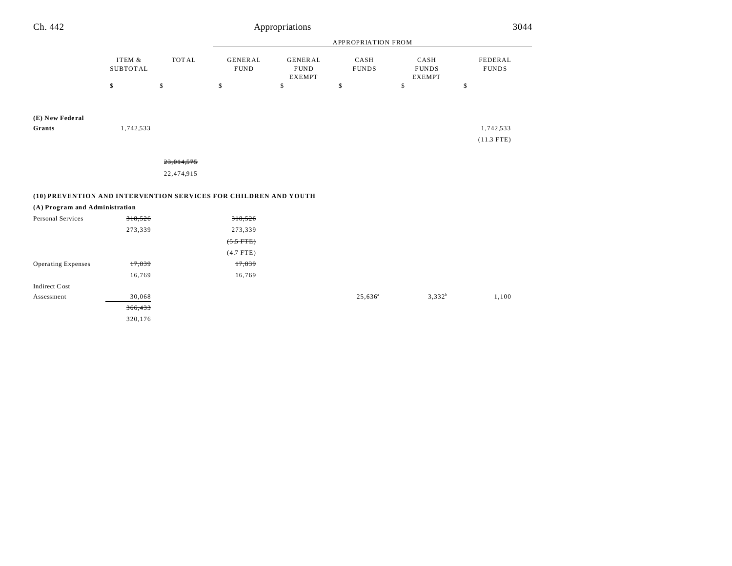| | ITEM & SUBTOTAL | TOTAL | GENERAL FUND | GENERAL FUND EXEMPT | CASH FUNDS | CASH FUNDS EXEMPT | FEDERAL FUNDS |
|---|---|---|---|---|---|---|---|
| | | | APPROPRIATION FROM | | | | |
| | $ | $ | $ | $ | $ | $ | $ |
| **(E) New Federal Grants** | 1,742,533 | | | | | | 1,742,533 (11.3 FTE) |
| | | ~~23,014,575~~ 22,474,915 | | | | | |
| **(10) PREVENTION AND INTERVENTION SERVICES FOR CHILDREN AND YOUTH** | | | | | | | |
| **(A) Program and Administration** | | | | | | | |
| Personal Services | ~~318,526~~ 273,339 | | ~~318,526~~ 273,339 ~~(5.5 FTE)~~ (4.7 FTE) | | | | |
| Operating Expenses | ~~17,839~~ 16,769 | | ~~17,839~~ 16,769 | | | | |
| Indirect Cost Assessment | 30,068 | | | | 25,636[a] | 3,332[b] | 1,100 |
| | ~~366,433~~ 320,176 | | | | | | |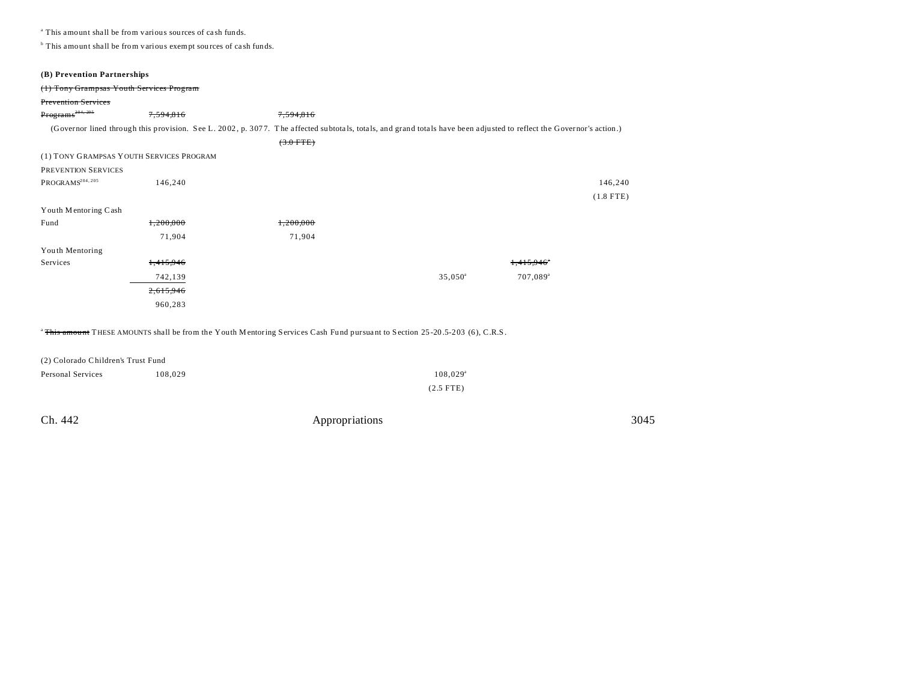[a] This amount shall be from various sources of cash funds.

[b] This amount shall be from various exempt sources of cash funds.

**(B) Prevention Partnerships**

| | Total | General Fund | General Fund Exempt | Cash Funds | Cash Funds Exempt | Federal Funds |
|---|---|---|---|---|---|---|
| ~~(1) Tony Grampsas Youth Services Program~~ | | | | | | |
| ~~Prevention Services Programs[204, 205]~~ | ~~7,594,816~~ | | ~~7,594,816~~ | | | |
| (Governor lined through this provision. See L. 2002, p. 3077. The affected subtotals, totals, and grand totals have been adjusted to reflect the Governor's action.) | | | | | | |
| | | | ~~(3.0 FTE)~~ | | | |
| (1) TONY GRAMPSAS YOUTH SERVICES PROGRAM | | | | | | |
| PREVENTION SERVICES PROGRAMS[204, 205] | 146,240 | | | | | 146,240 |
| | | | | | | (1.8 FTE) |
| Youth Mentoring Cash Fund | ~~1,200,000~~ | | ~~1,200,000~~ | | | |
| | 71,904 | | 71,904 | | | |
| Youth Mentoring Services | ~~1,415,946~~ | | | | ~~1,415,946[a]~~ | |
| | 742,139 | | | 35,050[a] | 707,089[a] | |
| | ~~2,615,946~~ | | | | | |
| | 960,283 | | | | | |

[a] ~~This amount~~ THESE AMOUNTS shall be from the Youth Mentoring Services Cash Fund pursuant to Section 25-20.5-203 (6), C.R.S.

| | Total | General Fund | General Fund Exempt | Cash Funds | Cash Funds Exempt | Federal Funds |
|---|---|---|---|---|---|---|
| (2) Colorado Children's Trust Fund | | | | | | |
| Personal Services | 108,029 | | | 108,029[a] | | |
| | | | | (2.5 FTE) | | |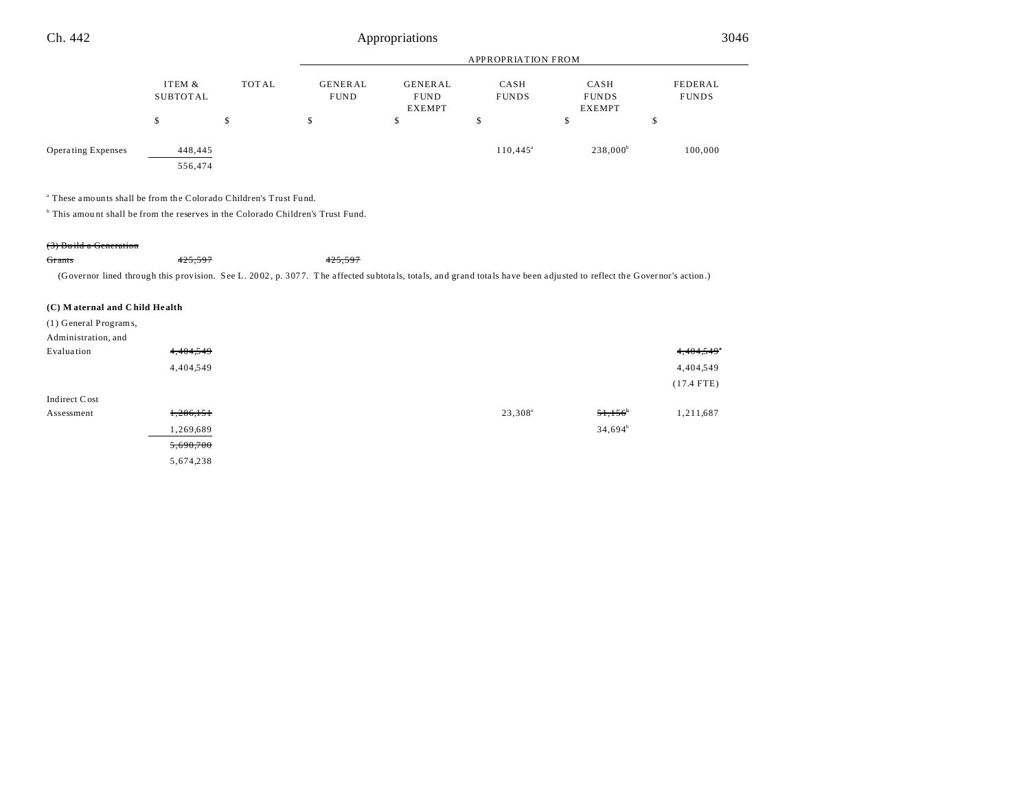| | ITEM & SUBTOTAL | TOTAL | APPROPRIATION FROM GENERAL FUND | GENERAL FUND EXEMPT | CASH FUNDS | CASH FUNDS EXEMPT | FEDERAL FUNDS |
|---|---|---|---|---|---|---|---|
| | $ | $ | $ | $ | $ | $ | $ |
| Operating Expenses | 448,445 | | | | 110,445[a] | 238,000[b] | 100,000 |
| | 556,474 | | | | | | |

[a] These amounts shall be from the Colorado Children's Trust Fund.

[b] This amount shall be from the reserves in the Colorado Children's Trust Fund.

| | ITEM & SUBTOTAL | TOTAL | GENERAL FUND | GENERAL FUND EXEMPT | CASH FUNDS | CASH FUNDS EXEMPT | FEDERAL FUNDS |
|---|---|---|---|---|---|---|---|
| ~~(3) Build a Generation Grants~~ | ~~425,597~~ | | ~~425,597~~ | | | | |

(Governor lined through this provision. See L. 2002, p. 3077. The affected subtotals, totals, and grand totals have been adjusted to reflect the Governor's action.)

**(C) Maternal and Child Health**

| | ITEM & SUBTOTAL | TOTAL | GENERAL FUND | GENERAL FUND EXEMPT | CASH FUNDS | CASH FUNDS EXEMPT | FEDERAL FUNDS |
|---|---|---|---|---|---|---|---|
| (1) General Programs, Administration, and Evaluation | ~~4,404,549~~ | | | | | | ~~4,404,549~~[a] |
| | 4,404,549 | | | | | | 4,404,549 |
| | | | | | | | (17.4 FTE) |
| Indirect Cost Assessment | ~~1,286,151~~ | | | | 23,308[a] | ~~51,156~~[b] | 1,211,687 |
| | 1,269,689 | | | | | 34,694[b] | |
| | ~~5,690,700~~ | | | | | | |
| | 5,674,238 | | | | | | |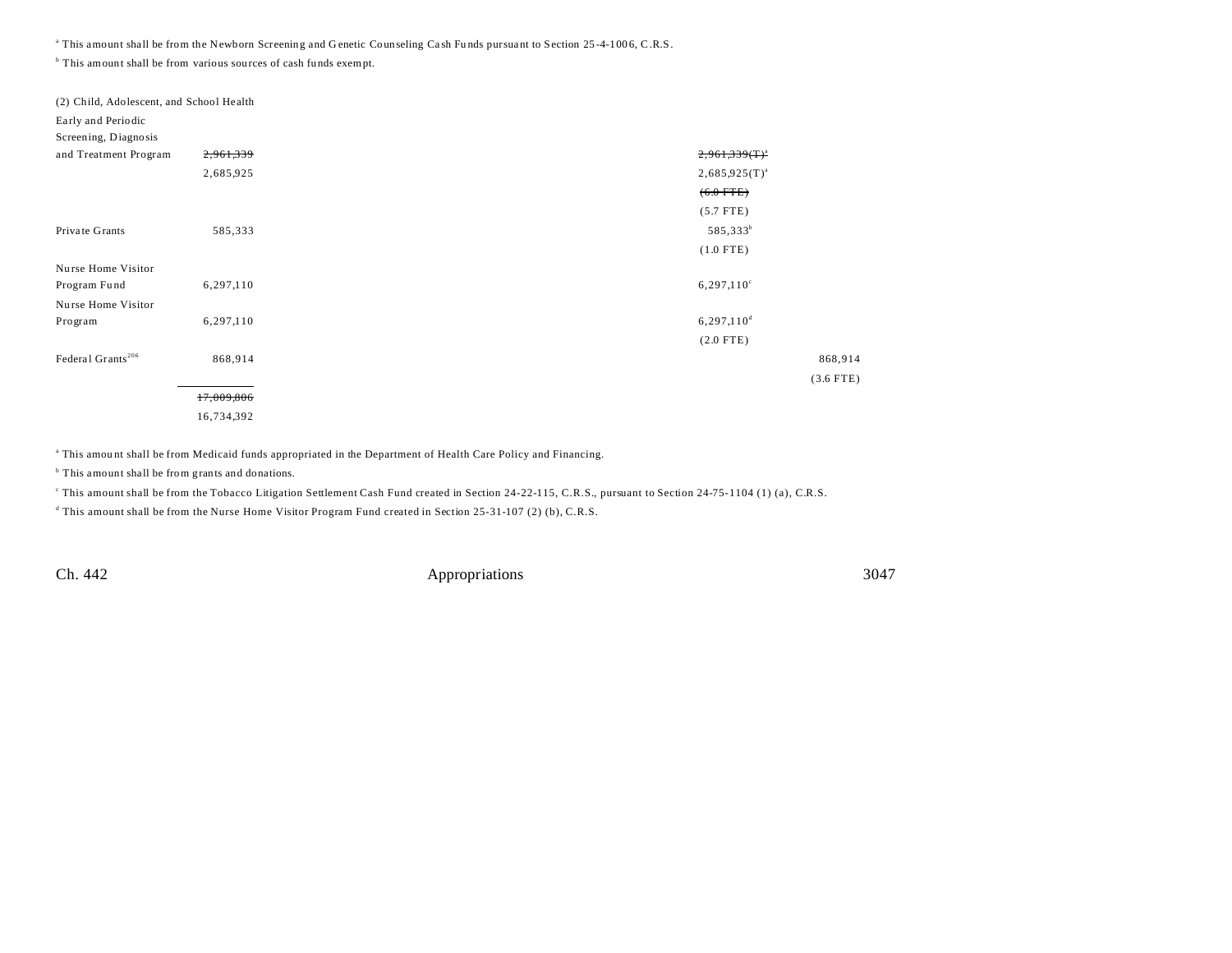[a] This amount shall be from the Newborn Screening and Genetic Counseling Cash Funds pursuant to Section 25-4-1006, C.R.S.

[b] This amount shall be from various sources of cash funds exempt.

(2) Child, Adolescent, and School Health

| | | | | | |
|---|---|---|---|---|---|
| Early and Periodic Screening, Diagnosis and Treatment Program | ~~2,961,339~~ 2,685,925 | | | ~~2,961,339(T)[a]~~ 2,685,925(T)[a] ~~(6.0 FTE)~~ (5.7 FTE) | |
| Private Grants | 585,333 | | | 585,333[b] (1.0 FTE) | |
| Nurse Home Visitor Program Fund | 6,297,110 | | | 6,297,110[c] | |
| Nurse Home Visitor Program | 6,297,110 | | | 6,297,110[d] (2.0 FTE) | |
| Federal Grants[206] | 868,914 | | | | 868,914 (3.6 FTE) |
| | ~~17,009,806~~ 16,734,392 | | | | |

[a] This amount shall be from Medicaid funds appropriated in the Department of Health Care Policy and Financing.

[b] This amount shall be from grants and donations.

[c] This amount shall be from the Tobacco Litigation Settlement Cash Fund created in Section 24-22-115, C.R.S., pursuant to Section 24-75-1104 (1) (a), C.R.S.

[d] This amount shall be from the Nurse Home Visitor Program Fund created in Section 25-31-107 (2) (b), C.R.S.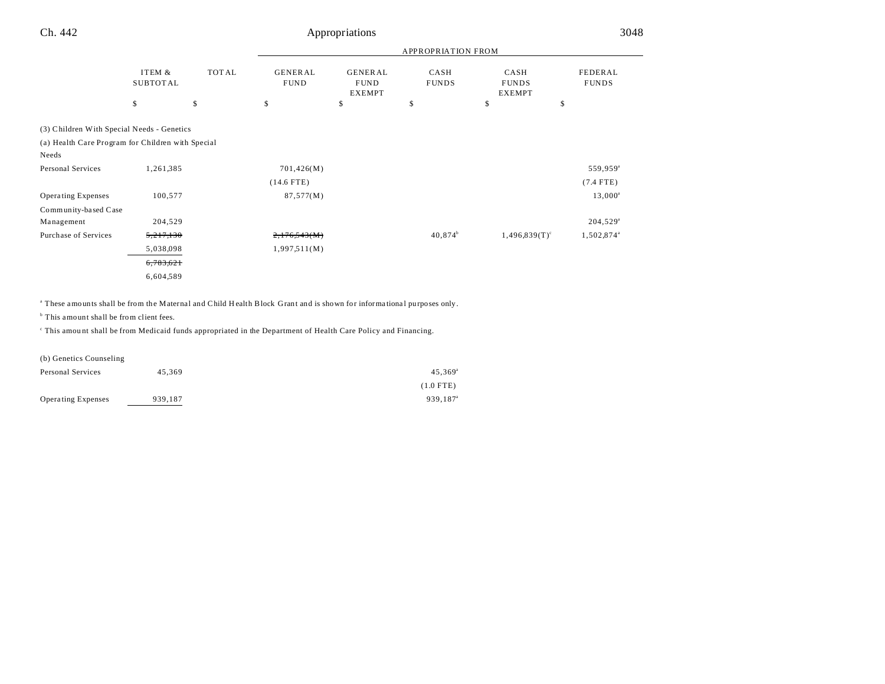| | ITEM & SUBTOTAL | TOTAL | APPROPRIATION FROM GENERAL FUND | GENERAL FUND EXEMPT | CASH FUNDS | CASH FUNDS EXEMPT | FEDERAL FUNDS |
|---|---|---|---|---|---|---|---|
| | $ | $ | $ | $ | $ | $ | $ |
| **(3) Children With Special Needs - Genetics** | | | | | | | |
| **(a) Health Care Program for Children with Special Needs** | | | | | | | |
| Personal Services | 1,261,385 | | 701,426(M) | | | | 559,959[a] |
| | | | (14.6 FTE) | | | | (7.4 FTE) |
| Operating Expenses | 100,577 | | 87,577(M) | | | | 13,000[a] |
| Community-based Case Management | 204,529 | | | | | | 204,529[a] |
| Purchase of Services | ~~5,217,130~~ | | ~~2,176,543(M)~~ | | 40,874[b] | 1,496,839(T)[c] | 1,502,874[a] |
| | 5,038,098 | | 1,997,511(M) | | | | |
| | ~~6,783,621~~ | | | | | | |
| | 6,604,589 | | | | | | |

[a] These amounts shall be from the Maternal and Child Health Block Grant and is shown for informational purposes only.

[b] This amount shall be from client fees.

[c] This amount shall be from Medicaid funds appropriated in the Department of Health Care Policy and Financing.

| | ITEM & SUBTOTAL | TOTAL | GENERAL FUND | GENERAL FUND EXEMPT | CASH FUNDS | CASH FUNDS EXEMPT | FEDERAL FUNDS |
|---|---|---|---|---|---|---|---|
| **(b) Genetics Counseling** | | | | | | | |
| Personal Services | 45,369 | | | | 45,369[a] | | |
| | | | | | (1.0 FTE) | | |
| Operating Expenses | 939,187 | | | | 939,187[a] | | |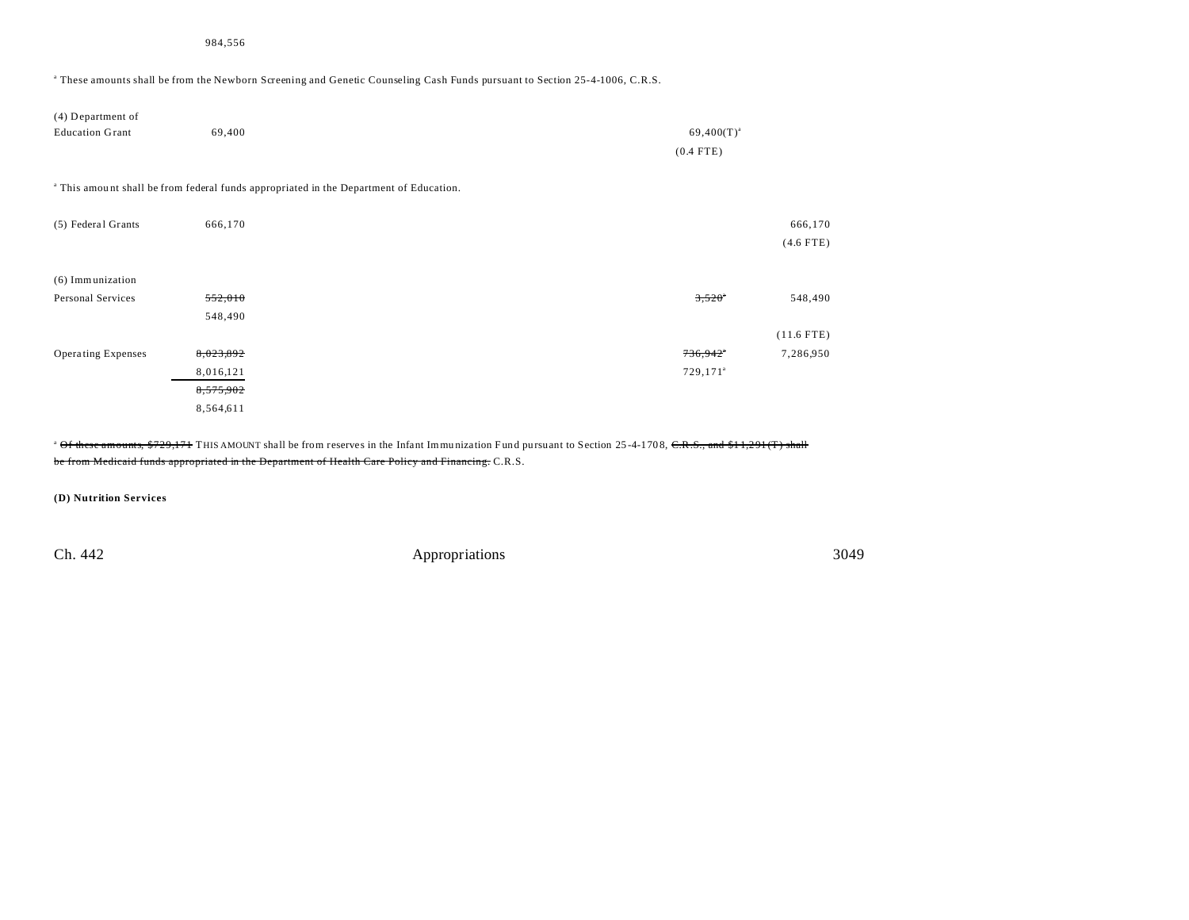| | | | | | | |
|---|---|---|---|---|---|---|
| | 984,556 | | | | | |

[a] These amounts shall be from the Newborn Screening and Genetic Counseling Cash Funds pursuant to Section 25-4-1006, C.R.S.

| | | | | | | |
|---|---|---|---|---|---|---|
| (4) Department of Education Grant | 69,400 | | | | 69,400(T)[a] (0.4 FTE) | |

[a] This amount shall be from federal funds appropriated in the Department of Education.

| | | | | | | |
|---|---|---|---|---|---|---|
| (5) Federal Grants | 666,170 | | | | | 666,170 (4.6 FTE) |
| (6) Immunization | | | | | | |
| Personal Services | ~~552,010~~ 548,490 | | | | ~~3,520~~[a] | 548,490 (11.6 FTE) |
| Operating Expenses | ~~8,023,892~~ 8,016,121 | | | | ~~736,942~~[a] 729,171[a] | 7,286,950 |
| | ~~8,575,902~~ 8,564,611 | | | | | |

[a] ~~Of these amounts, $729,171~~ THIS AMOUNT shall be from reserves in the Infant Immunization Fund pursuant to Section 25-4-1708, ~~C.R.S., and $11,291(T) shall be from Medicaid funds appropriated in the Department of Health Care Policy and Financing.~~ C.R.S.

**(D) Nutrition Services**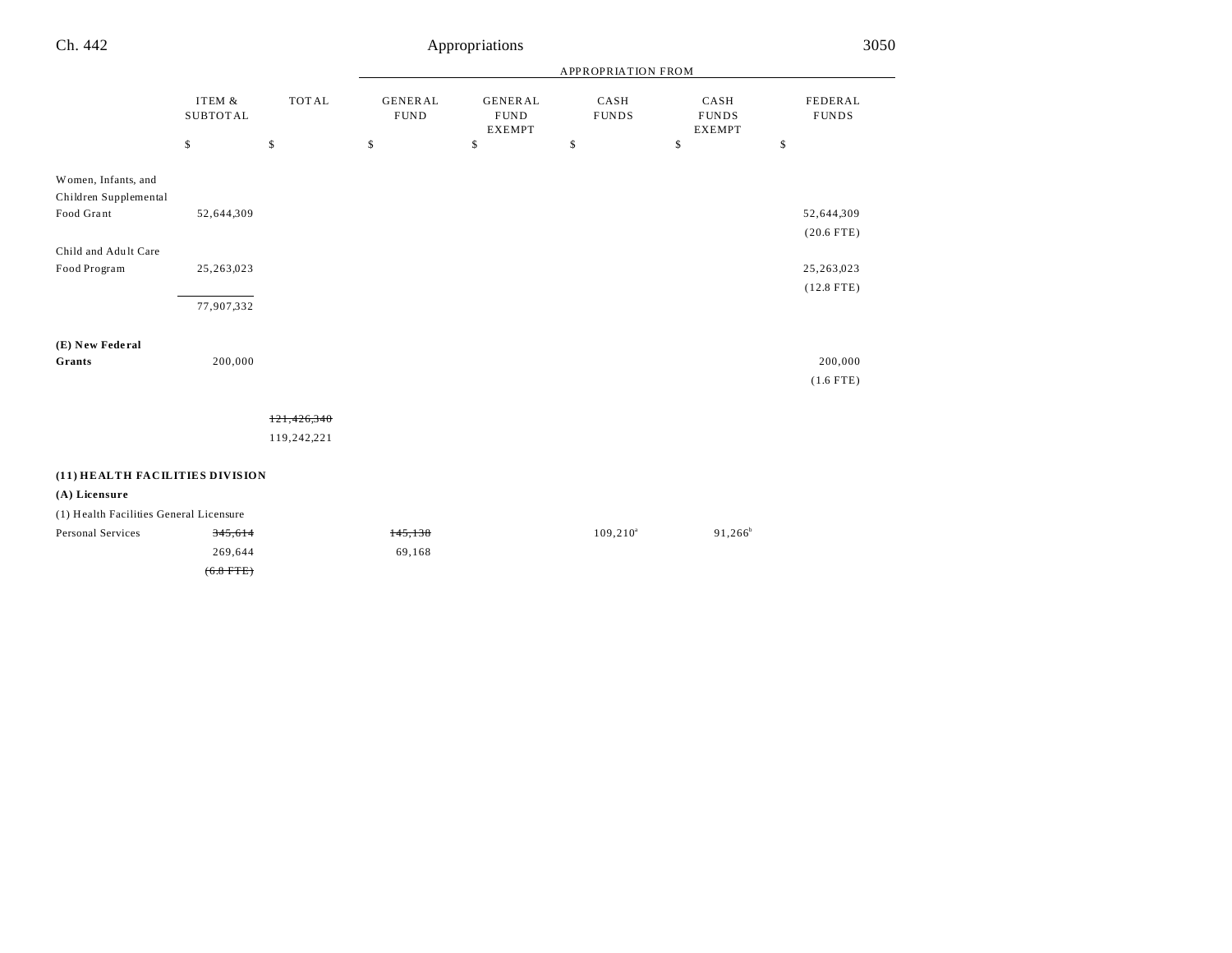| | ITEM & SUBTOTAL | TOTAL | GENERAL FUND | GENERAL FUND EXEMPT | CASH FUNDS | CASH FUNDS EXEMPT | FEDERAL FUNDS |
|---|---|---|---|---|---|---|---|
| | | | APPROPRIATION FROM | | | | |
| | $ | $ | $ | $ | $ | $ | $ |
| Women, Infants, and Children Supplemental Food Grant | 52,644,309 | | | | | | 52,644,309 (20.6 FTE) |
| Child and Adult Care Food Program | 25,263,023 | | | | | | 25,263,023 (12.8 FTE) |
| | 77,907,332 | | | | | | |
| **(E) New Federal Grants** | 200,000 | | | | | | 200,000 (1.6 FTE) |
| | | ~~121,426,340~~ 119,242,221 | | | | | |
| **(11) HEALTH FACILITIES DIVISION** | | | | | | | |
| **(A) Licensure** | | | | | | | |
| (1) Health Facilities General Licensure | | | | | | | |
| Personal Services | ~~345,614~~ 269,644 ~~(6.8 FTE)~~ | | ~~145,138~~ 69,168 | | 109,210[a] | 91,266[b] | |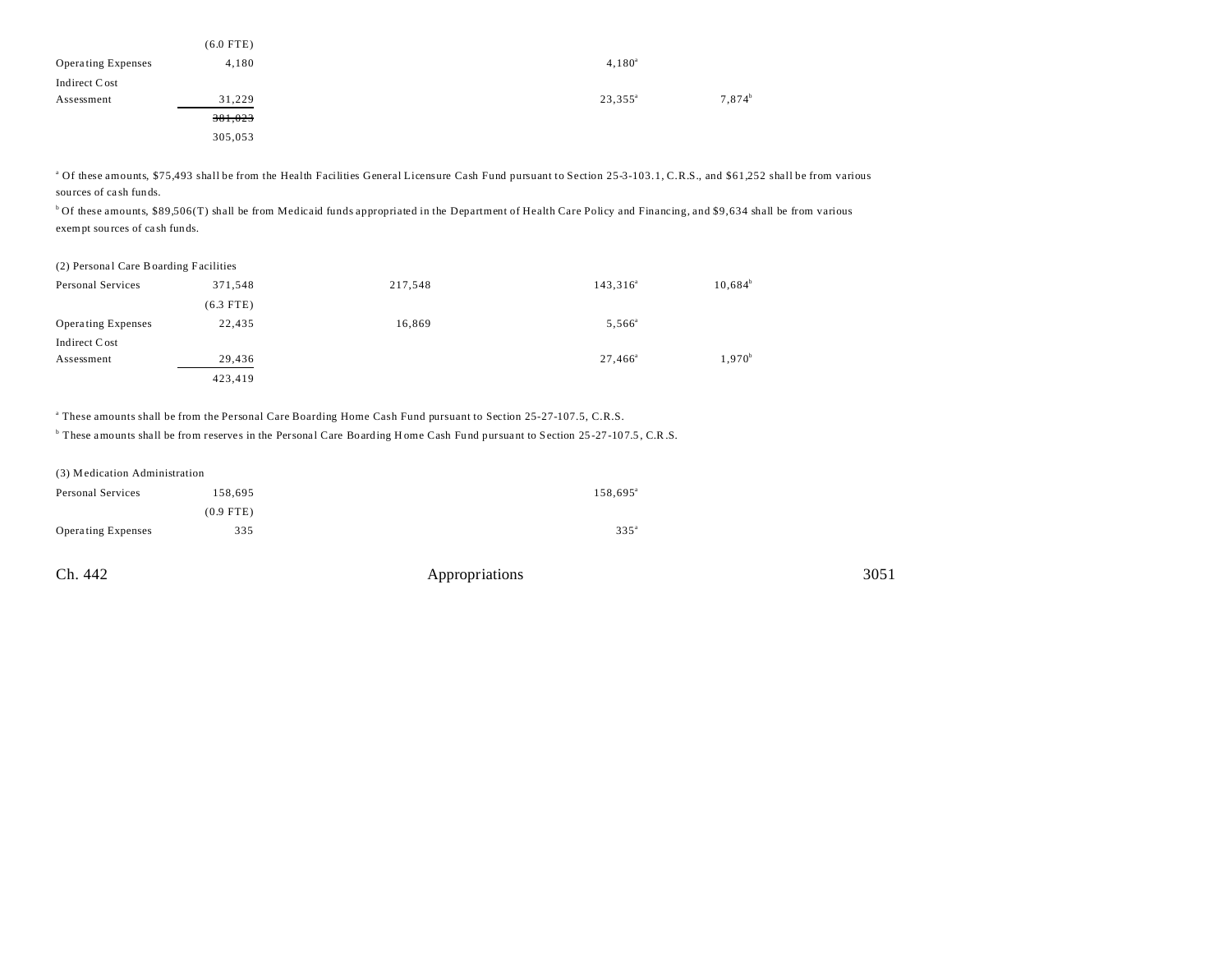| | Total | General Fund | | Cash Funds | Cash Funds Exempt | |
|---|---|---|---|---|---|---|
| | (6.0 FTE) | | | | | |
| Operating Expenses | 4,180 | | | 4,180[a] | | |
| Indirect Cost Assessment | 31,229 | | | 23,355[a] | 7,874[b] | |
| | ~~301,023~~ | | | | | |
| | 305,053 | | | | | |

[a] Of these amounts, $75,493 shall be from the Health Facilities General Licensure Cash Fund pursuant to Section 25-3-103.1, C.R.S., and $61,252 shall be from various sources of cash funds.

[b] Of these amounts, $89,506(T) shall be from Medicaid funds appropriated in the Department of Health Care Policy and Financing, and $9,634 shall be from various exempt sources of cash funds.

(2) Personal Care Boarding Facilities

| | Total | General Fund | | Cash Funds | Cash Funds Exempt | |
|---|---|---|---|---|---|---|
| Personal Services | 371,548 | 217,548 | | 143,316[a] | 10,684[b] | |
| | (6.3 FTE) | | | | | |
| Operating Expenses | 22,435 | 16,869 | | 5,566[a] | | |
| Indirect Cost Assessment | 29,436 | | | 27,466[a] | 1,970[b] | |
| | 423,419 | | | | | |

[a] These amounts shall be from the Personal Care Boarding Home Cash Fund pursuant to Section 25-27-107.5, C.R.S.

[b] These amounts shall be from reserves in the Personal Care Boarding Home Cash Fund pursuant to Section 25-27-107.5, C.R.S.

(3) Medication Administration

| | Total | General Fund | | Cash Funds | Cash Funds Exempt | |
|---|---|---|---|---|---|---|
| Personal Services | 158,695 | | | 158,695[a] | | |
| | (0.9 FTE) | | | | | |
| Operating Expenses | 335 | | | 335[a] | | |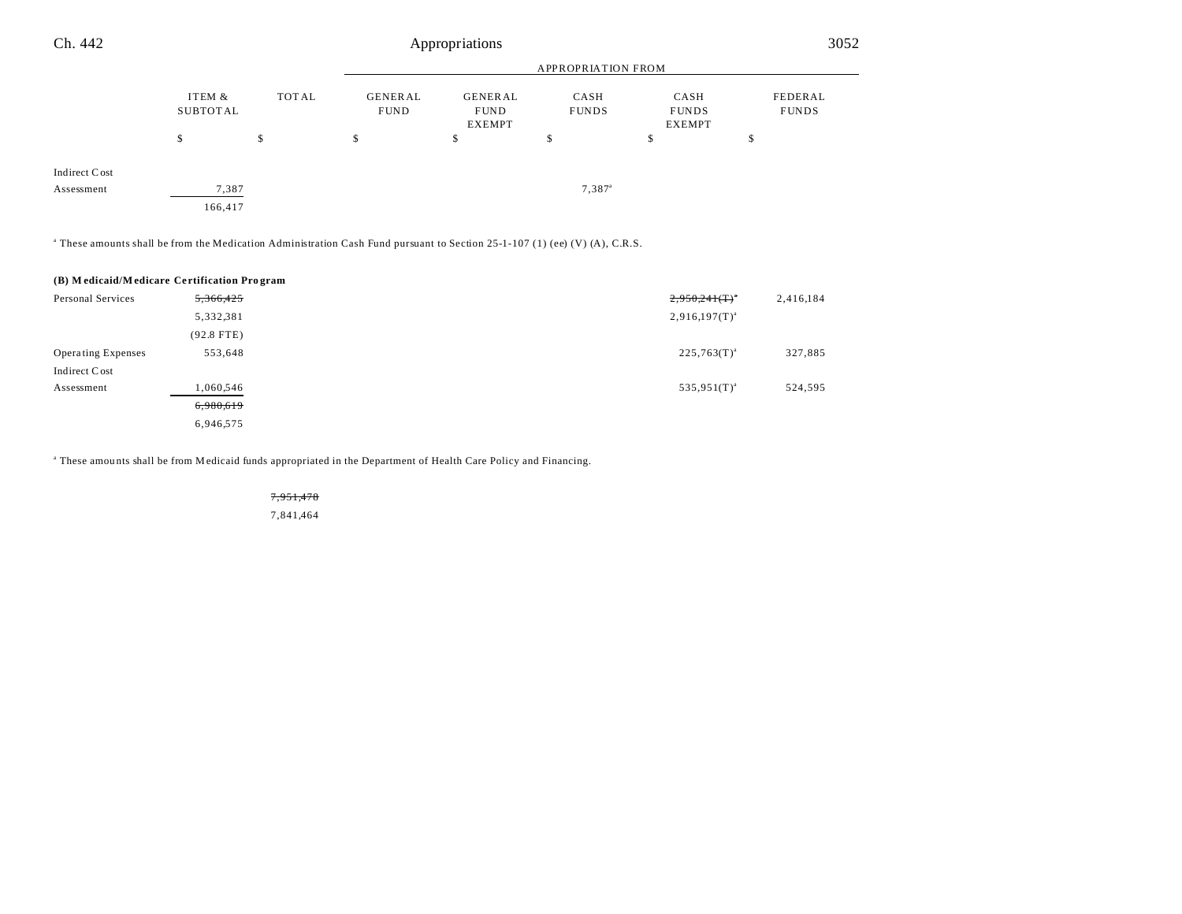| | ITEM & SUBTOTAL | TOTAL | GENERAL FUND | GENERAL FUND EXEMPT | CASH FUNDS | CASH FUNDS EXEMPT | FEDERAL FUNDS |
|---|---|---|---|---|---|---|---|
| | | | APPROPRIATION FROM | | | | |
| | $ | $ | $ | $ | $ | $ | $ |
| Indirect Cost Assessment | 7,387 | | | | 7,387[a] | | |
| | 166,417 | | | | | | |

[a] These amounts shall be from the Medication Administration Cash Fund pursuant to Section 25-1-107 (1) (ee) (V) (A), C.R.S.

**(B) Medicaid/Medicare Certification Program**

| | ITEM & SUBTOTAL | TOTAL | GENERAL FUND | GENERAL FUND EXEMPT | CASH FUNDS | CASH FUNDS EXEMPT | FEDERAL FUNDS |
|---|---|---|---|---|---|---|---|
| Personal Services | ~~5,366,425~~ | | | | | ~~2,950,241(T)[a]~~ | 2,416,184 |
| | 5,332,381 | | | | | 2,916,197(T)[a] | |
| | (92.8 FTE) | | | | | | |
| Operating Expenses | 553,648 | | | | | 225,763(T)[a] | 327,885 |
| Indirect Cost Assessment | 1,060,546 | | | | | 535,951(T)[a] | 524,595 |
| | ~~6,980,619~~ | | | | | | |
| | 6,946,575 | | | | | | |

[a] These amounts shall be from Medicaid funds appropriated in the Department of Health Care Policy and Financing.

| | ITEM & SUBTOTAL | TOTAL | GENERAL FUND | GENERAL FUND EXEMPT | CASH FUNDS | CASH FUNDS EXEMPT | FEDERAL FUNDS |
|---|---|---|---|---|---|---|---|
| | | ~~7,951,478~~ | | | | | |
| | | 7,841,464 | | | | | |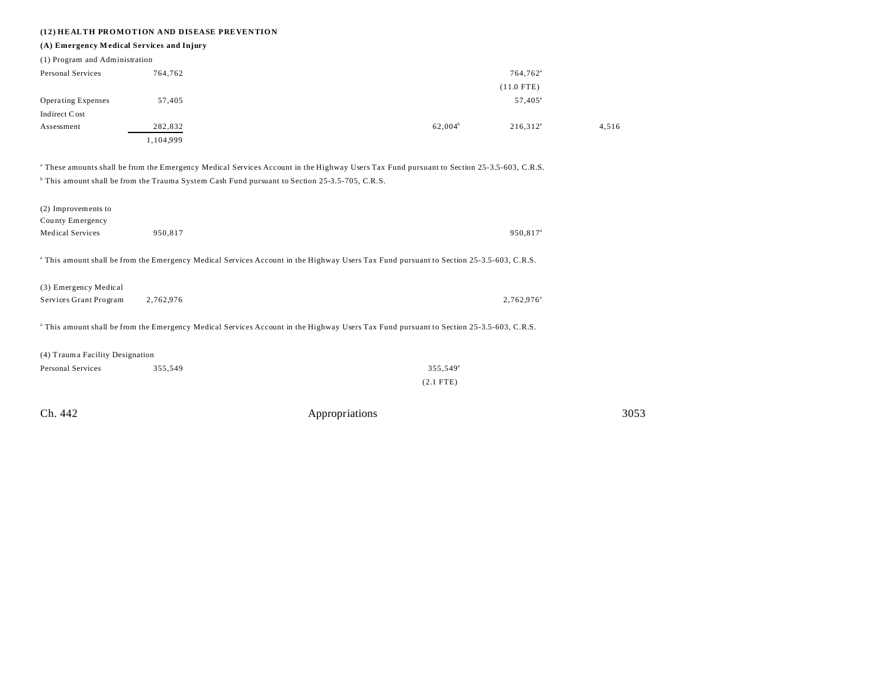**(12) HEALTH PROMOTION AND DISEASE PREVENTION**

**(A) Emergency Medical Services and Injury**

(1) Program and Administration

| | | | | | | |
|---|---|---|---|---|---|---|
| Personal Services | 764,762 | | | | 764,762[a] | |
| | | | | | (11.0 FTE) | |
| Operating Expenses | 57,405 | | | | 57,405[a] | |
| Indirect Cost Assessment | 282,832 | | | 62,004[b] | 216,312[a] | 4,516 |
| | 1,104,999 | | | | | |

[a] These amounts shall be from the Emergency Medical Services Account in the Highway Users Tax Fund pursuant to Section 25-3.5-603, C.R.S.

[b] This amount shall be from the Trauma System Cash Fund pursuant to Section 25-3.5-705, C.R.S.

| | | | | | | |
|---|---|---|---|---|---|---|
| (2) Improvements to County Emergency Medical Services | 950,817 | | | | 950,817[a] | |

[a] This amount shall be from the Emergency Medical Services Account in the Highway Users Tax Fund pursuant to Section 25-3.5-603, C.R.S.

| | | | | | | |
|---|---|---|---|---|---|---|
| (3) Emergency Medical Services Grant Program | 2,762,976 | | | | 2,762,976[a] | |

[a] This amount shall be from the Emergency Medical Services Account in the Highway Users Tax Fund pursuant to Section 25-3.5-603, C.R.S.

(4) Trauma Facility Designation

| | | | | | | |
|---|---|---|---|---|---|---|
| Personal Services | 355,549 | | | 355,549[a] | | |
| | | | | (2.1 FTE) | | |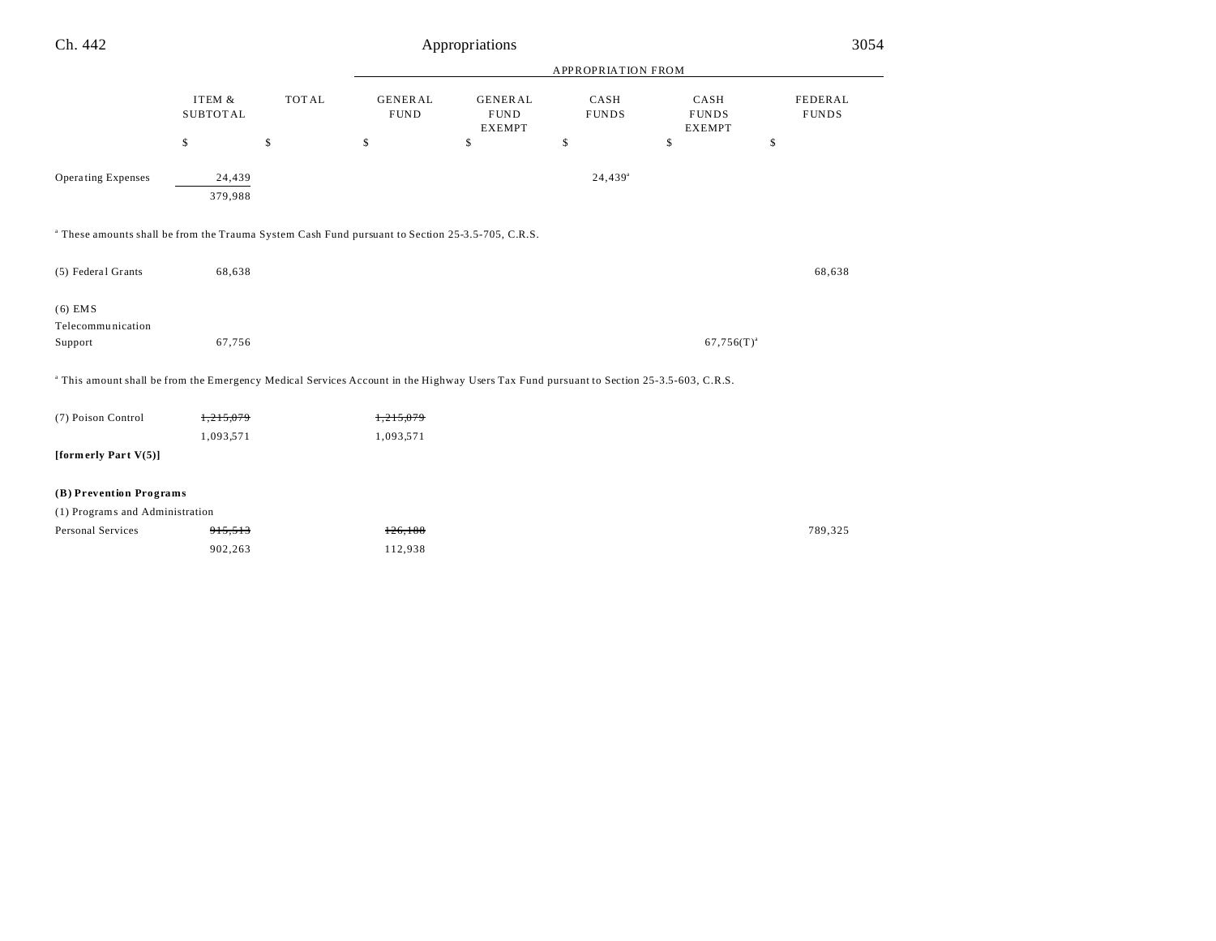| | ITEM & SUBTOTAL | TOTAL | GENERAL FUND | GENERAL FUND EXEMPT | CASH FUNDS | CASH FUNDS EXEMPT | FEDERAL FUNDS |
|---|---|---|---|---|---|---|---|
| | $ | $ | $ | $ | $ | $ | $ |
| Operating Expenses | 24,439 | | | | 24,439[a] | | |
| | 379,988 | | | | | | |

[a] These amounts shall be from the Trauma System Cash Fund pursuant to Section 25-3.5-705, C.R.S.

| | ITEM & SUBTOTAL | TOTAL | GENERAL FUND | GENERAL FUND EXEMPT | CASH FUNDS | CASH FUNDS EXEMPT | FEDERAL FUNDS |
|---|---|---|---|---|---|---|---|
| (5) Federal Grants | 68,638 | | | | | | 68,638 |
| (6) EMS Telecommunication Support | 67,756 | | | | | 67,756(T)[a] | |

[a] This amount shall be from the Emergency Medical Services Account in the Highway Users Tax Fund pursuant to Section 25-3.5-603, C.R.S.

| | ITEM & SUBTOTAL | TOTAL | GENERAL FUND | GENERAL FUND EXEMPT | CASH FUNDS | CASH FUNDS EXEMPT | FEDERAL FUNDS |
|---|---|---|---|---|---|---|---|
| (7) Poison Control | ~~1,215,079~~ | | ~~1,215,079~~ | | | | |
| | 1,093,571 | | 1,093,571 | | | | |
| **[formerly Part V(5)]** | | | | | | | |
| **(B) Prevention Programs** | | | | | | | |
| (1) Programs and Administration | | | | | | | |
| Personal Services | ~~915,513~~ | | ~~126,188~~ | | | | 789,325 |
| | 902,263 | | 112,938 | | | | |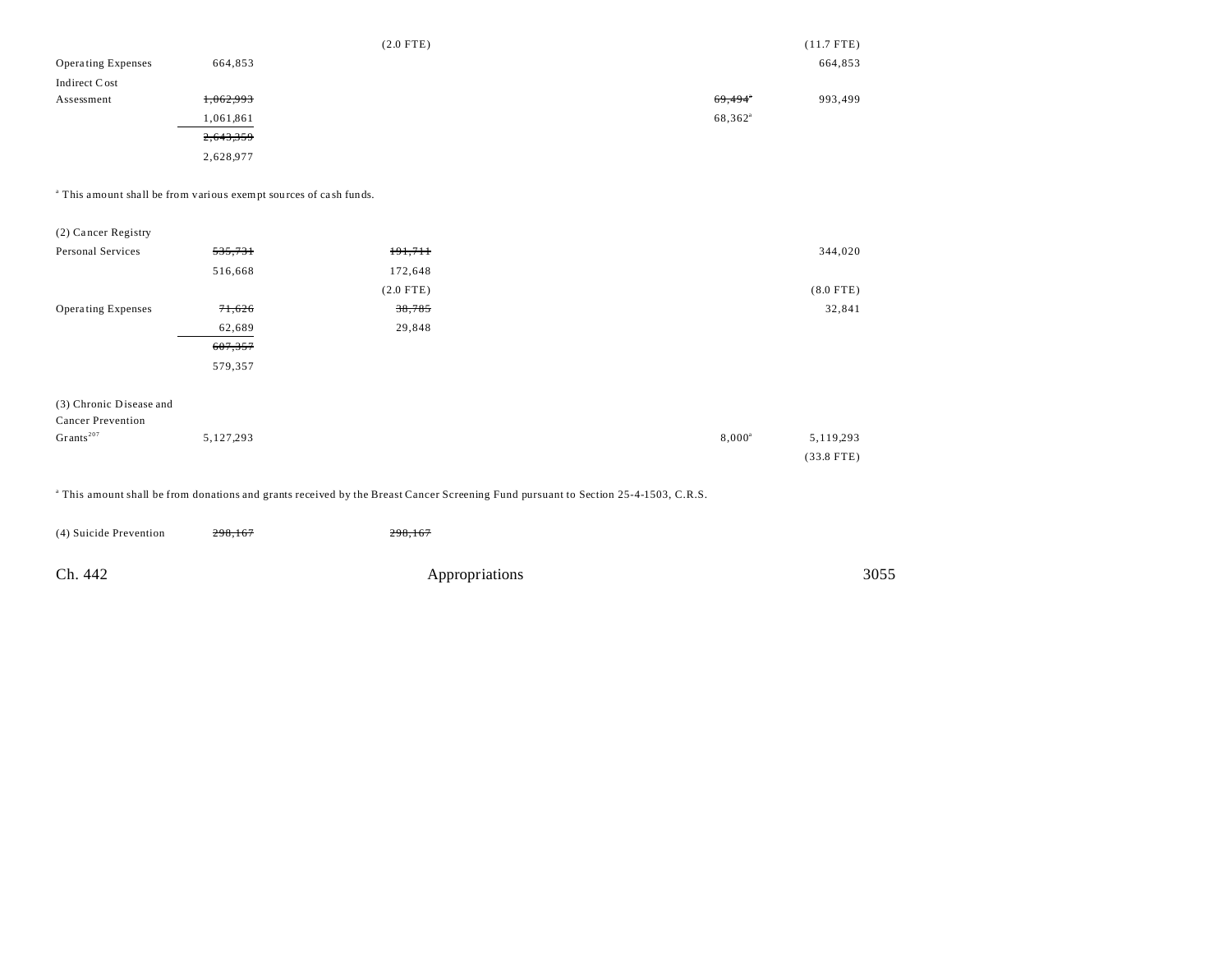| | | | | | |
|---|---|---|---|---|---|
| | | (2.0 FTE) | | | (11.7 FTE) |
| Operating Expenses | 664,853 | | | | 664,853 |
| Indirect Cost Assessment | ~~1,062,993~~ 1,061,861 | | | ~~69,494~~[a] 68,362[a] | 993,499 |
| | ~~2,643,359~~ 2,628,977 | | | | |

[a] This amount shall be from various exempt sources of cash funds.

| | | | | | |
|---|---|---|---|---|---|
| (2) Cancer Registry | | | | | |
| Personal Services | ~~535,731~~ 516,668 | ~~191,711~~ 172,648 | | | 344,020 |
| | | (2.0 FTE) | | | (8.0 FTE) |
| Operating Expenses | ~~71,626~~ 62,689 | ~~38,785~~ 29,848 | | | 32,841 |
| | ~~607,357~~ 579,357 | | | | |
| (3) Chronic Disease and Cancer Prevention Grants[207] | 5,127,293 | | | 8,000[a] | 5,119,293 |
| | | | | | (33.8 FTE) |

[a] This amount shall be from donations and grants received by the Breast Cancer Screening Fund pursuant to Section 25-4-1503, C.R.S.

| | | | | | |
|---|---|---|---|---|---|
| (4) Suicide Prevention | ~~298,167~~ | ~~298,167~~ | | | |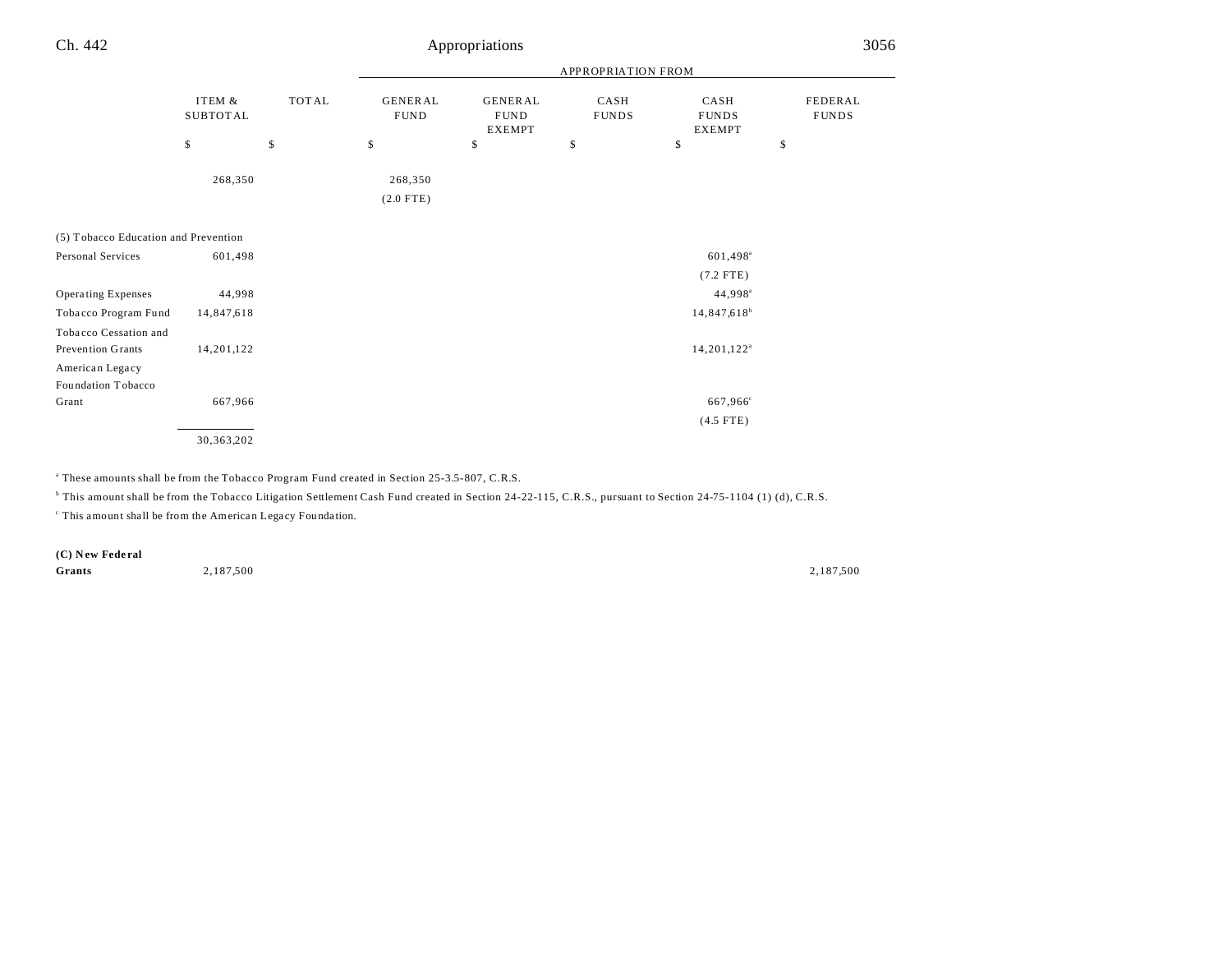| | ITEM & SUBTOTAL | TOTAL | APPROPRIATION FROM GENERAL FUND | GENERAL FUND EXEMPT | CASH FUNDS | CASH FUNDS EXEMPT | FEDERAL FUNDS |
|---|---|---|---|---|---|---|---|
| | $ | $ | $ | $ | $ | $ | $ |
| | 268,350 | | 268,350 | | | | |
| | | | (2.0 FTE) | | | | |
| (5) Tobacco Education and Prevention | | | | | | | |
| Personal Services | 601,498 | | | | | 601,498[a] | |
| | | | | | | (7.2 FTE) | |
| Operating Expenses | 44,998 | | | | | 44,998[a] | |
| Tobacco Program Fund | 14,847,618 | | | | | 14,847,618[b] | |
| Tobacco Cessation and Prevention Grants | 14,201,122 | | | | | 14,201,122[a] | |
| American Legacy Foundation Tobacco Grant | 667,966 | | | | | 667,966[c] | |
| | | | | | | (4.5 FTE) | |
| | 30,363,202 | | | | | | |

[a] These amounts shall be from the Tobacco Program Fund created in Section 25-3.5-807, C.R.S.

[b] This amount shall be from the Tobacco Litigation Settlement Cash Fund created in Section 24-22-115, C.R.S., pursuant to Section 24-75-1104 (1) (d), C.R.S.

[c] This amount shall be from the American Legacy Foundation.

| | ITEM & SUBTOTAL | TOTAL | GENERAL FUND | GENERAL FUND EXEMPT | CASH FUNDS | CASH FUNDS EXEMPT | FEDERAL FUNDS |
|---|---|---|---|---|---|---|---|
| **(C) New Federal Grants** | 2,187,500 | | | | | | 2,187,500 |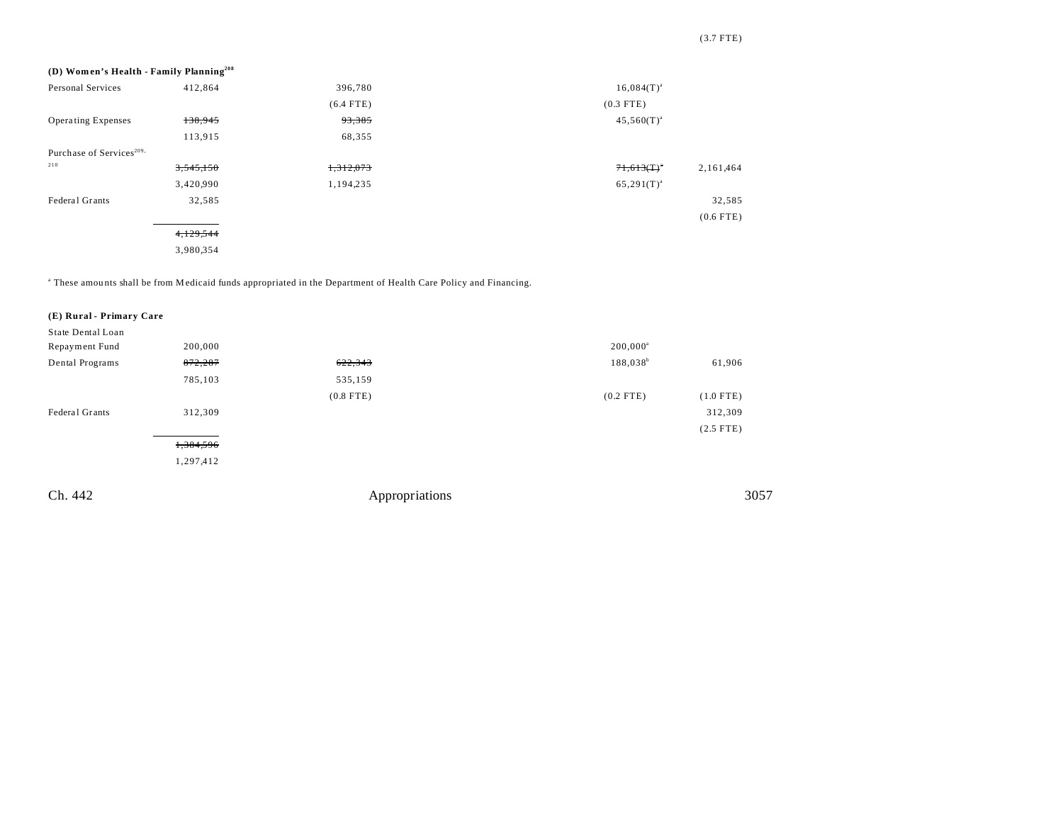(3.7 FTE)

**(D) Women's Health - Family Planning[208]**

| | | | | | |
|---|---|---|---|---|---|
| Personal Services | 412,864 | 396,780 | | 16,084(T)[a] | |
| | | (6.4 FTE) | | (0.3 FTE) | |
| Operating Expenses | ~~138,945~~ | ~~93,385~~ | | 45,560(T)[a] | |
| | 113,915 | 68,355 | | | |
| Purchase of Services[209, 210] | ~~3,545,150~~ | ~~1,312,073~~ | | ~~71,613(T)[a]~~ | 2,161,464 |
| | 3,420,990 | 1,194,235 | | 65,291(T)[a] | |
| Federal Grants | 32,585 | | | | 32,585 |
| | | | | | (0.6 FTE) |
| | ~~4,129,544~~ | | | | |
| | 3,980,354 | | | | |

[a] These amounts shall be from Medicaid funds appropriated in the Department of Health Care Policy and Financing.

**(E) Rural - Primary Care**

| | | | | | |
|---|---|---|---|---|---|
| State Dental Loan Repayment Fund | 200,000 | | | 200,000[a] | |
| Dental Programs | ~~872,287~~ | ~~622,343~~ | | 188,038[b] | 61,906 |
| | 785,103 | 535,159 | | | |
| | | (0.8 FTE) | | (0.2 FTE) | (1.0 FTE) |
| Federal Grants | 312,309 | | | | 312,309 |
| | | | | | (2.5 FTE) |
| | ~~1,384,596~~ | | | | |
| | 1,297,412 | | | | |

Ch. 442 Appropriations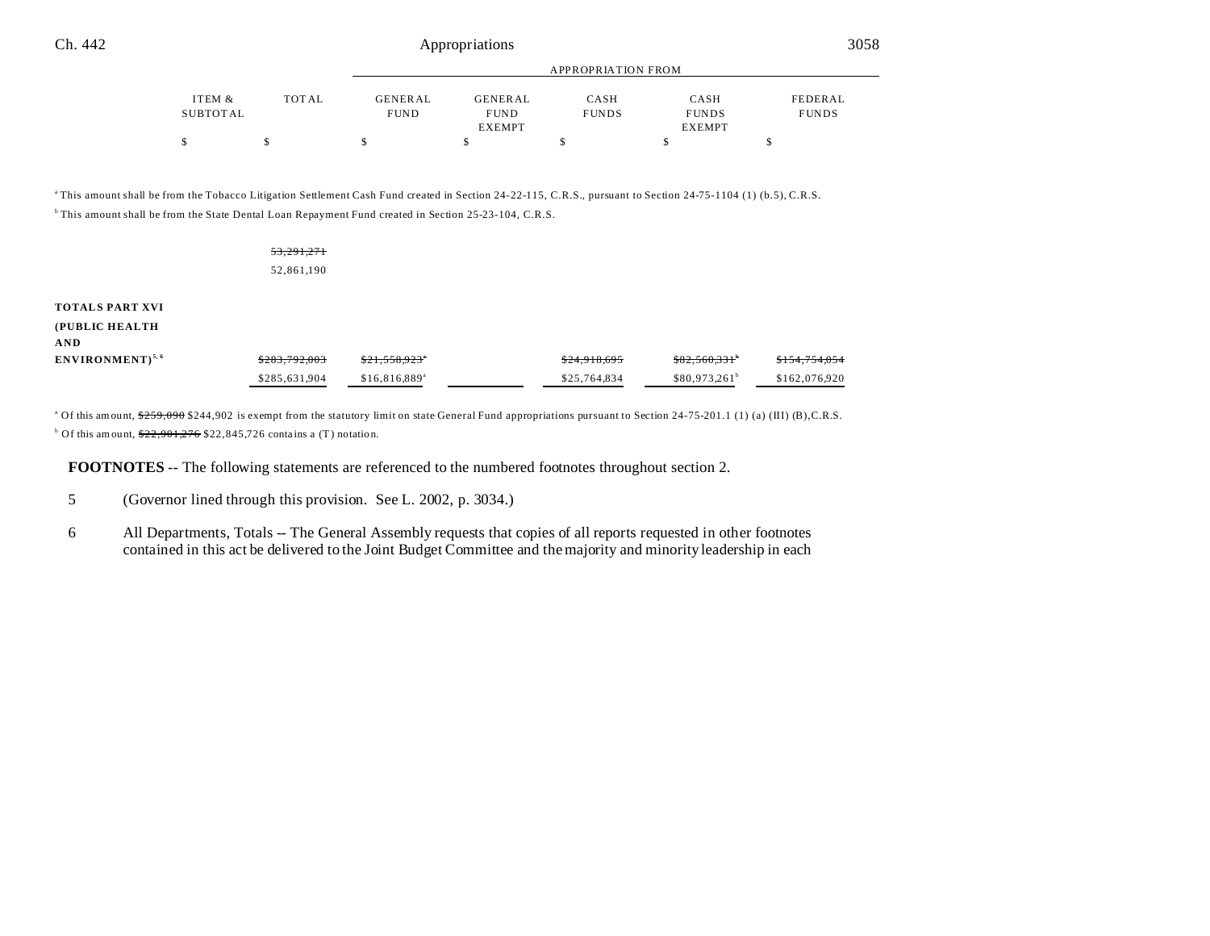| ITEM & SUBTOTAL | TOTAL | GENERAL FUND | GENERAL FUND EXEMPT | CASH FUNDS | CASH FUNDS EXEMPT | FEDERAL FUNDS |
|---|---|---|---|---|---|---|
| $ | $ | $ | $ | $ | $ | $ |

[a] This amount shall be from the Tobacco Litigation Settlement Cash Fund created in Section 24-22-115, C.R.S., pursuant to Section 24-75-1104 (1) (b.5), C.R.S.

[b] This amount shall be from the State Dental Loan Repayment Fund created in Section 25-23-104, C.R.S.

| | | | | | | |
|---|---|---|---|---|---|---|
| | ~~53,291,271~~ 52,861,190 | | | | | |
| **TOTALS PART XVI (PUBLIC HEALTH AND ENVIRONMENT)**[5, 6] | ~~$283,792,003~~ $285,631,904 | ~~$21,558,923~~[a] $16,816,889[a] | | ~~$24,918,695~~ $25,764,834 | ~~$82,560,331~~[b] $80,973,261[b] | ~~$154,754,054~~ $162,076,920 |

[a] Of this amount, ~~$259,090~~ $244,902 is exempt from the statutory limit on state General Fund appropriations pursuant to Section 24-75-201.1 (1) (a) (III) (B), C.R.S.

[b] Of this amount, ~~$22,901,276~~ $22,845,726 contains a (T) notation.

**FOOTNOTES** -- The following statements are referenced to the numbered footnotes throughout section 2.

5 (Governor lined through this provision. See L. 2002, p. 3034.)

6 All Departments, Totals -- The General Assembly requests that copies of all reports requested in other footnotes contained in this act be delivered to the Joint Budget Committee and the majority and minority leadership in each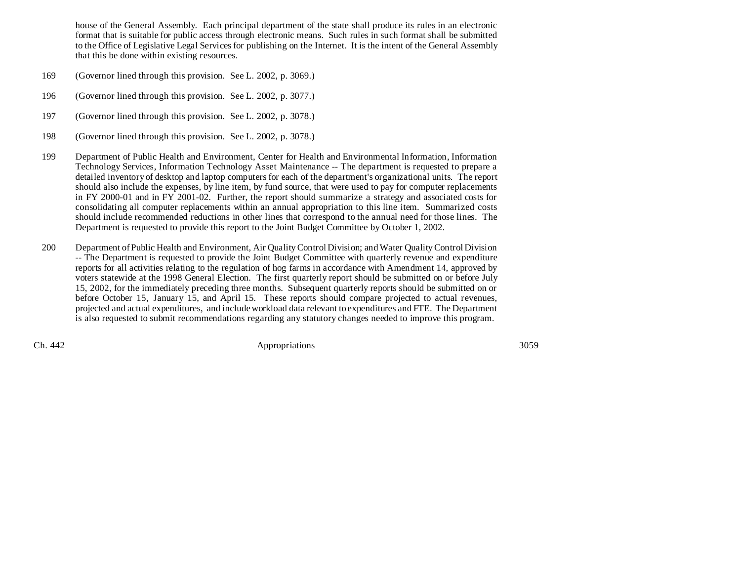house of the General Assembly. Each principal department of the state shall produce its rules in an electronic format that is suitable for public access through electronic means. Such rules in such format shall be submitted to the Office of Legislative Legal Services for publishing on the Internet. It is the intent of the General Assembly that this be done within existing resources.

169 (Governor lined through this provision. See L. 2002, p. 3069.)

196 (Governor lined through this provision. See L. 2002, p. 3077.)

197 (Governor lined through this provision. See L. 2002, p. 3078.)

198 (Governor lined through this provision. See L. 2002, p. 3078.)

199 Department of Public Health and Environment, Center for Health and Environmental Information, Information Technology Services, Information Technology Asset Maintenance -- The department is requested to prepare a detailed inventory of desktop and laptop computers for each of the department's organizational units. The report should also include the expenses, by line item, by fund source, that were used to pay for computer replacements in FY 2000-01 and in FY 2001-02. Further, the report should summarize a strategy and associated costs for consolidating all computer replacements within an annual appropriation to this line item. Summarized costs should include recommended reductions in other lines that correspond to the annual need for those lines. The Department is requested to provide this report to the Joint Budget Committee by October 1, 2002.

200 Department of Public Health and Environment, Air Quality Control Division; and Water Quality Control Division -- The Department is requested to provide the Joint Budget Committee with quarterly revenue and expenditure reports for all activities relating to the regulation of hog farms in accordance with Amendment 14, approved by voters statewide at the 1998 General Election. The first quarterly report should be submitted on or before July 15, 2002, for the immediately preceding three months. Subsequent quarterly reports should be submitted on or before October 15, January 15, and April 15. These reports should compare projected to actual revenues, projected and actual expenditures, and include workload data relevant to expenditures and FTE. The Department is also requested to submit recommendations regarding any statutory changes needed to improve this program.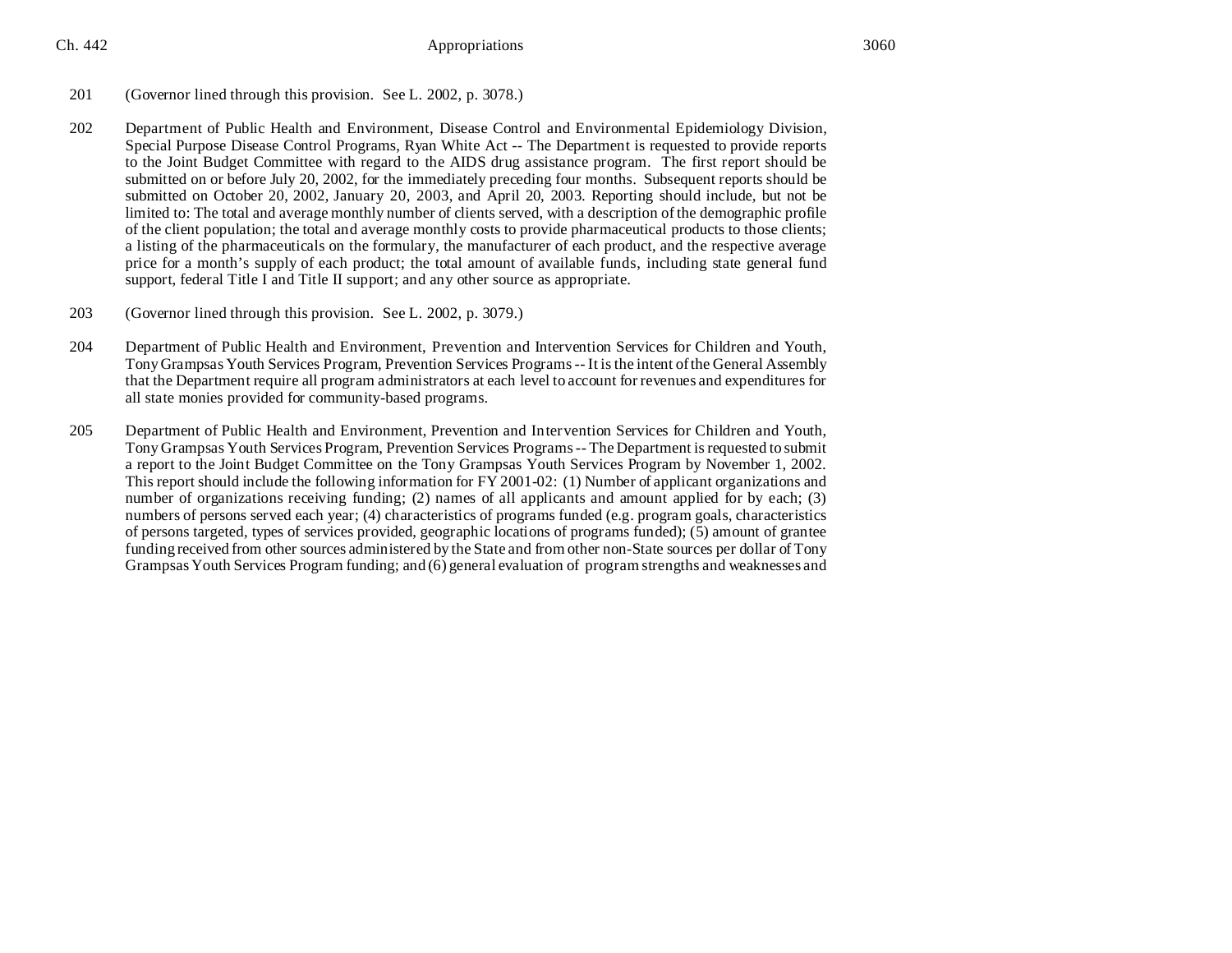201 (Governor lined through this provision. See L. 2002, p. 3078.)

202 Department of Public Health and Environment, Disease Control and Environmental Epidemiology Division, Special Purpose Disease Control Programs, Ryan White Act -- The Department is requested to provide reports to the Joint Budget Committee with regard to the AIDS drug assistance program. The first report should be submitted on or before July 20, 2002, for the immediately preceding four months. Subsequent reports should be submitted on October 20, 2002, January 20, 2003, and April 20, 2003. Reporting should include, but not be limited to: The total and average monthly number of clients served, with a description of the demographic profile of the client population; the total and average monthly costs to provide pharmaceutical products to those clients; a listing of the pharmaceuticals on the formulary, the manufacturer of each product, and the respective average price for a month's supply of each product; the total amount of available funds, including state general fund support, federal Title I and Title II support; and any other source as appropriate.

203 (Governor lined through this provision. See L. 2002, p. 3079.)

204 Department of Public Health and Environment, Prevention and Intervention Services for Children and Youth, Tony Grampsas Youth Services Program, Prevention Services Programs -- It is the intent of the General Assembly that the Department require all program administrators at each level to account for revenues and expenditures for all state monies provided for community-based programs.

205 Department of Public Health and Environment, Prevention and Intervention Services for Children and Youth, Tony Grampsas Youth Services Program, Prevention Services Programs -- The Department is requested to submit a report to the Joint Budget Committee on the Tony Grampsas Youth Services Program by November 1, 2002. This report should include the following information for FY 2001-02: (1) Number of applicant organizations and number of organizations receiving funding; (2) names of all applicants and amount applied for by each; (3) numbers of persons served each year; (4) characteristics of programs funded (e.g. program goals, characteristics of persons targeted, types of services provided, geographic locations of programs funded); (5) amount of grantee funding received from other sources administered by the State and from other non-State sources per dollar of Tony Grampsas Youth Services Program funding; and (6) general evaluation of program strengths and weaknesses and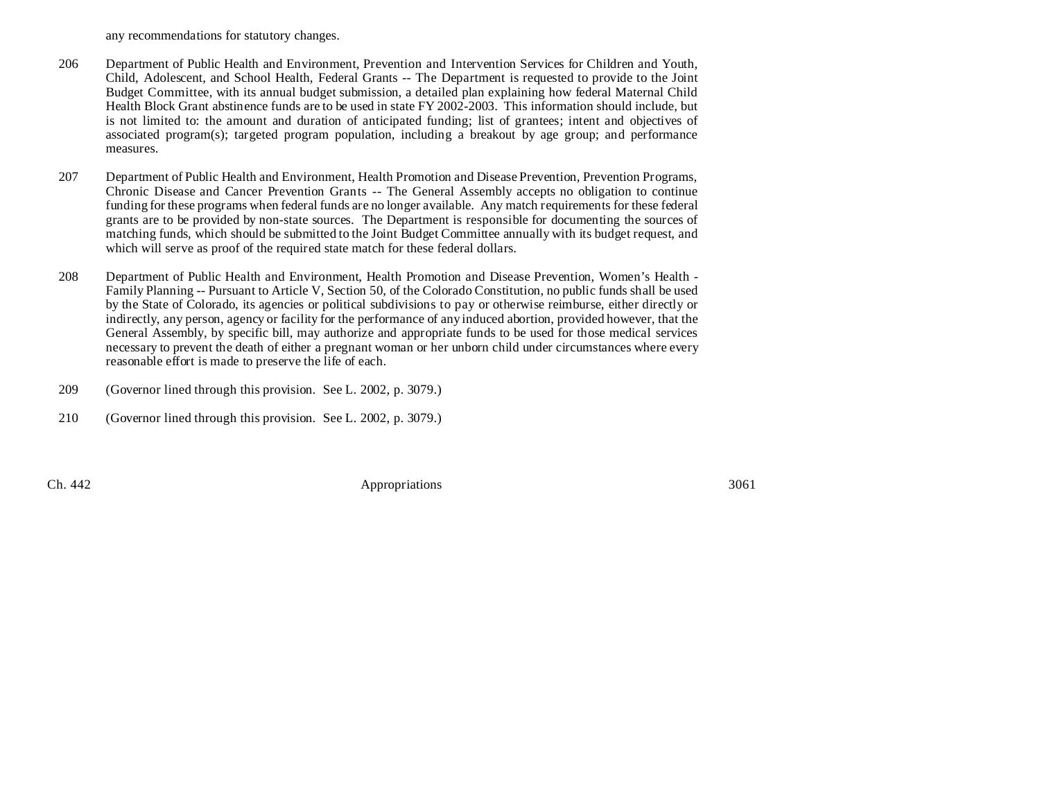any recommendations for statutory changes.

206 Department of Public Health and Environment, Prevention and Intervention Services for Children and Youth, Child, Adolescent, and School Health, Federal Grants -- The Department is requested to provide to the Joint Budget Committee, with its annual budget submission, a detailed plan explaining how federal Maternal Child Health Block Grant abstinence funds are to be used in state FY 2002-2003. This information should include, but is not limited to: the amount and duration of anticipated funding; list of grantees; intent and objectives of associated program(s); targeted program population, including a breakout by age group; and performance measures.

207 Department of Public Health and Environment, Health Promotion and Disease Prevention, Prevention Programs, Chronic Disease and Cancer Prevention Grants -- The General Assembly accepts no obligation to continue funding for these programs when federal funds are no longer available. Any match requirements for these federal grants are to be provided by non-state sources. The Department is responsible for documenting the sources of matching funds, which should be submitted to the Joint Budget Committee annually with its budget request, and which will serve as proof of the required state match for these federal dollars.

208 Department of Public Health and Environment, Health Promotion and Disease Prevention, Women's Health - Family Planning -- Pursuant to Article V, Section 50, of the Colorado Constitution, no public funds shall be used by the State of Colorado, its agencies or political subdivisions to pay or otherwise reimburse, either directly or indirectly, any person, agency or facility for the performance of any induced abortion, provided however, that the General Assembly, by specific bill, may authorize and appropriate funds to be used for those medical services necessary to prevent the death of either a pregnant woman or her unborn child under circumstances where every reasonable effort is made to preserve the life of each.

209 (Governor lined through this provision. See L. 2002, p. 3079.)

210 (Governor lined through this provision. See L. 2002, p. 3079.)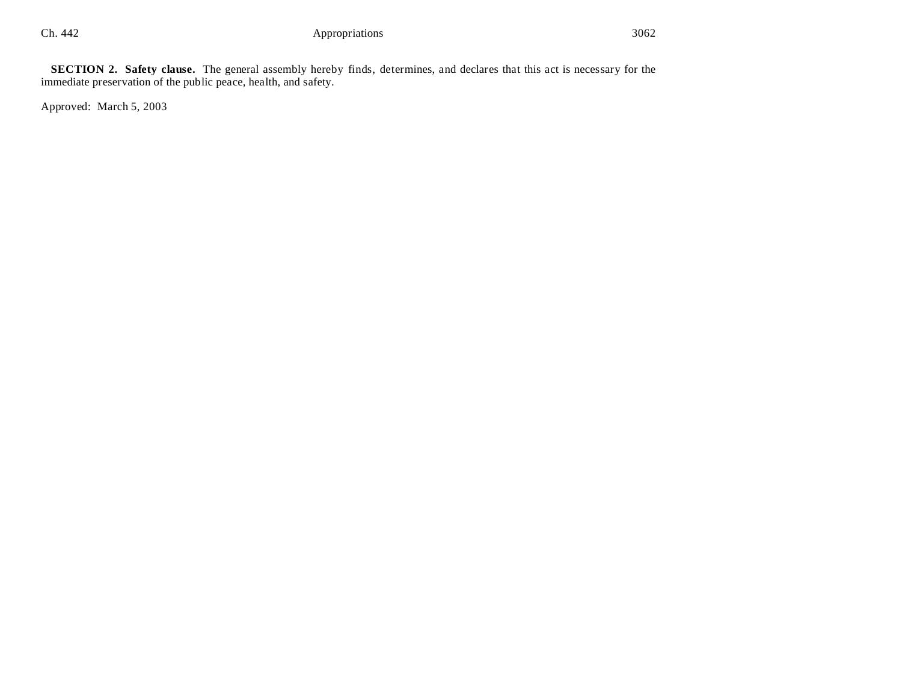**SECTION 2. Safety clause.** The general assembly hereby finds, determines, and declares that this act is necessary for the immediate preservation of the public peace, health, and safety.

Approved: March 5, 2003